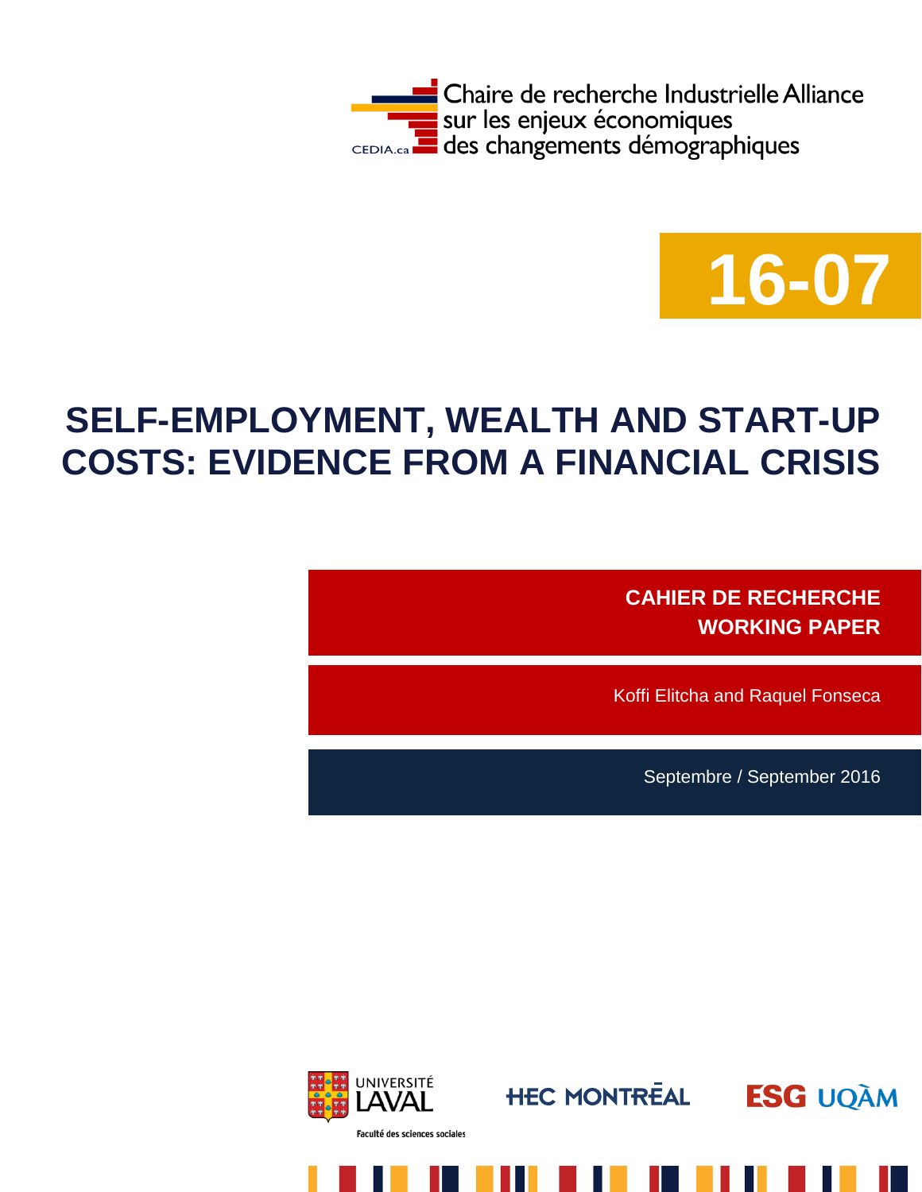Chaire de recherche Industrielle Alliance
sur les enjeux économiques
des changements démographiques

CEDIA.ca

**16-07**

# SELF-EMPLOYMENT, WEALTH AND START-UP COSTS: EVIDENCE FROM A FINANCIAL CRISIS

**CAHIER DE RECHERCHE**
**WORKING PAPER**

Koffi Elitcha and Raquel Fonseca

Septembre / September 2016

Université Laval – Faculté des sciences sociales

HEC Montréal

ESG UQÀM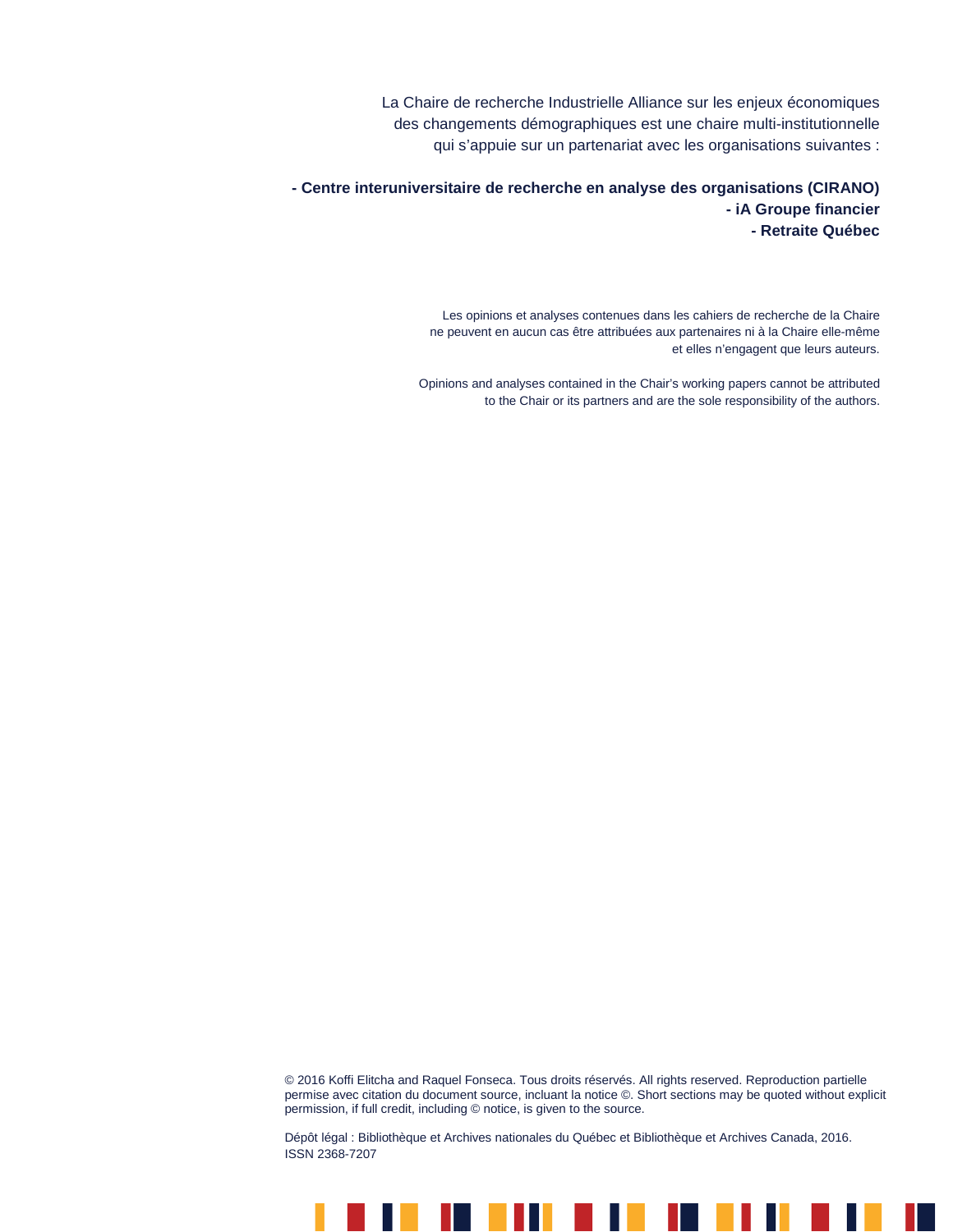La Chaire de recherche Industrielle Alliance sur les enjeux économiques des changements démographiques est une chaire multi-institutionnelle qui s'appuie sur un partenariat avec les organisations suivantes :

**- Centre interuniversitaire de recherche en analyse des organisations (CIRANO)**
**- iA Groupe financier**
**- Retraite Québec**

Les opinions et analyses contenues dans les cahiers de recherche de la Chaire ne peuvent en aucun cas être attribuées aux partenaires ni à la Chaire elle-même et elles n'engagent que leurs auteurs.

Opinions and analyses contained in the Chair's working papers cannot be attributed to the Chair or its partners and are the sole responsibility of the authors.

© 2016 Koffi Elitcha and Raquel Fonseca. Tous droits réservés. All rights reserved. Reproduction partielle permise avec citation du document source, incluant la notice ©. Short sections may be quoted without explicit permission, if full credit, including © notice, is given to the source.

Dépôt légal : Bibliothèque et Archives nationales du Québec et Bibliothèque et Archives Canada, 2016.
ISSN 2368-7207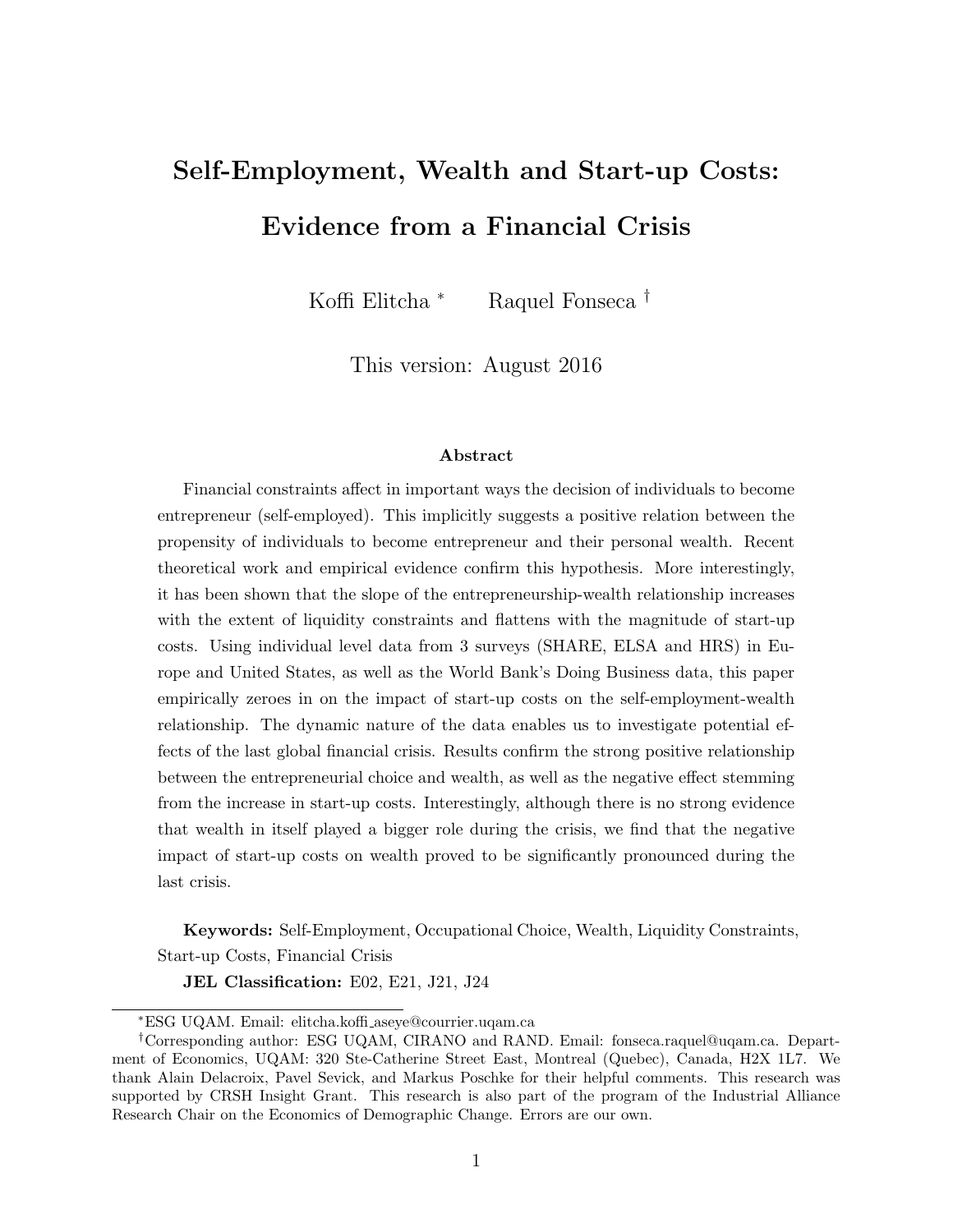# Self-Employment, Wealth and Start-up Costs: Evidence from a Financial Crisis

Koffi Elitcha *  Raquel Fonseca †

This version: August 2016

### Abstract

Financial constraints affect in important ways the decision of individuals to become entrepreneur (self-employed). This implicitly suggests a positive relation between the propensity of individuals to become entrepreneur and their personal wealth. Recent theoretical work and empirical evidence confirm this hypothesis. More interestingly, it has been shown that the slope of the entrepreneurship-wealth relationship increases with the extent of liquidity constraints and flattens with the magnitude of start-up costs. Using individual level data from 3 surveys (SHARE, ELSA and HRS) in Europe and United States, as well as the World Bank's Doing Business data, this paper empirically zeroes in on the impact of start-up costs on the self-employment-wealth relationship. The dynamic nature of the data enables us to investigate potential effects of the last global financial crisis. Results confirm the strong positive relationship between the entrepreneurial choice and wealth, as well as the negative effect stemming from the increase in start-up costs. Interestingly, although there is no strong evidence that wealth in itself played a bigger role during the crisis, we find that the negative impact of start-up costs on wealth proved to be significantly pronounced during the last crisis.

**Keywords:** Self-Employment, Occupational Choice, Wealth, Liquidity Constraints, Start-up Costs, Financial Crisis

**JEL Classification:** E02, E21, J21, J24

---

* ESG UQAM. Email: elitcha.koffi_aseye@courrier.uqam.ca

† Corresponding author: ESG UQAM, CIRANO and RAND. Email: fonseca.raquel@uqam.ca. Department of Economics, UQAM: 320 Ste-Catherine Street East, Montreal (Quebec), Canada, H2X 1L7. We thank Alain Delacroix, Pavel Sevick, and Markus Poschke for their helpful comments. This research was supported by CRSH Insight Grant. This research is also part of the program of the Industrial Alliance Research Chair on the Economics of Demographic Change. Errors are our own.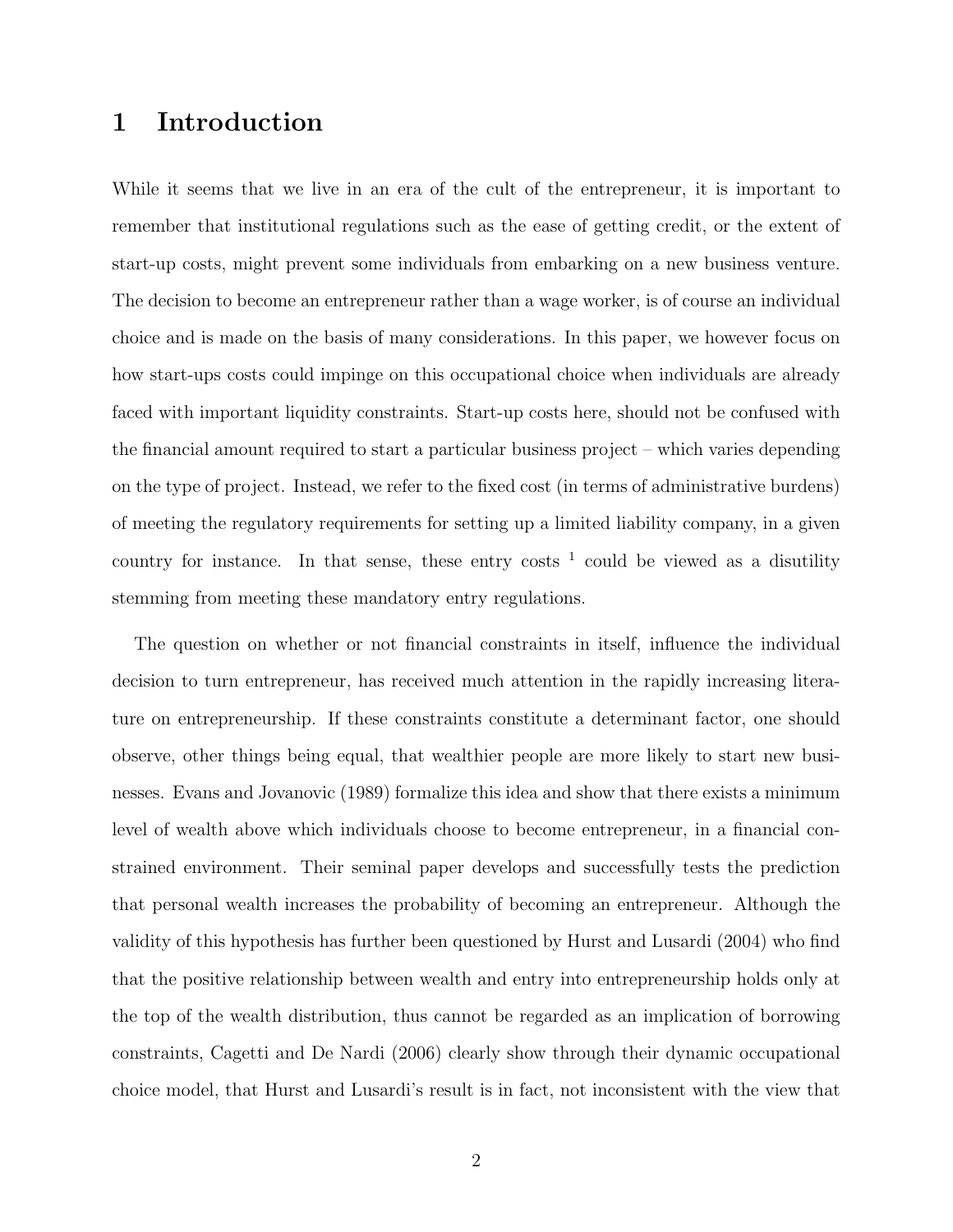# 1 Introduction

While it seems that we live in an era of the cult of the entrepreneur, it is important to remember that institutional regulations such as the ease of getting credit, or the extent of start-up costs, might prevent some individuals from embarking on a new business venture. The decision to become an entrepreneur rather than a wage worker, is of course an individual choice and is made on the basis of many considerations. In this paper, we however focus on how start-ups costs could impinge on this occupational choice when individuals are already faced with important liquidity constraints. Start-up costs here, should not be confused with the financial amount required to start a particular business project – which varies depending on the type of project. Instead, we refer to the fixed cost (in terms of administrative burdens) of meeting the regulatory requirements for setting up a limited liability company, in a given country for instance. In that sense, these entry costs [1] could be viewed as a disutility stemming from meeting these mandatory entry regulations.

The question on whether or not financial constraints in itself, influence the individual decision to turn entrepreneur, has received much attention in the rapidly increasing literature on entrepreneurship. If these constraints constitute a determinant factor, one should observe, other things being equal, that wealthier people are more likely to start new businesses. Evans and Jovanovic (1989) formalize this idea and show that there exists a minimum level of wealth above which individuals choose to become entrepreneur, in a financial constrained environment. Their seminal paper develops and successfully tests the prediction that personal wealth increases the probability of becoming an entrepreneur. Although the validity of this hypothesis has further been questioned by Hurst and Lusardi (2004) who find that the positive relationship between wealth and entry into entrepreneurship holds only at the top of the wealth distribution, thus cannot be regarded as an implication of borrowing constraints, Cagetti and De Nardi (2006) clearly show through their dynamic occupational choice model, that Hurst and Lusardi's result is in fact, not inconsistent with the view that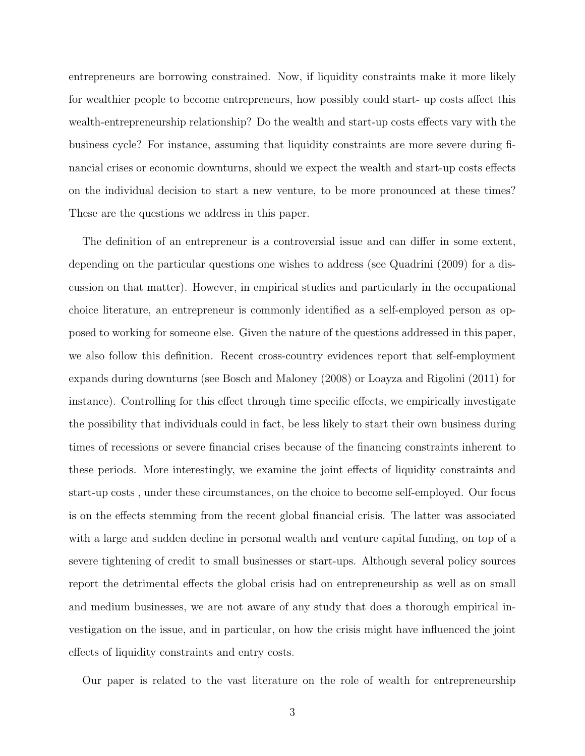entrepreneurs are borrowing constrained. Now, if liquidity constraints make it more likely for wealthier people to become entrepreneurs, how possibly could start- up costs affect this wealth-entrepreneurship relationship? Do the wealth and start-up costs effects vary with the business cycle? For instance, assuming that liquidity constraints are more severe during financial crises or economic downturns, should we expect the wealth and start-up costs effects on the individual decision to start a new venture, to be more pronounced at these times? These are the questions we address in this paper.

The definition of an entrepreneur is a controversial issue and can differ in some extent, depending on the particular questions one wishes to address (see Quadrini (2009) for a discussion on that matter). However, in empirical studies and particularly in the occupational choice literature, an entrepreneur is commonly identified as a self-employed person as opposed to working for someone else. Given the nature of the questions addressed in this paper, we also follow this definition. Recent cross-country evidences report that self-employment expands during downturns (see Bosch and Maloney (2008) or Loayza and Rigolini (2011) for instance). Controlling for this effect through time specific effects, we empirically investigate the possibility that individuals could in fact, be less likely to start their own business during times of recessions or severe financial crises because of the financing constraints inherent to these periods. More interestingly, we examine the joint effects of liquidity constraints and start-up costs , under these circumstances, on the choice to become self-employed. Our focus is on the effects stemming from the recent global financial crisis. The latter was associated with a large and sudden decline in personal wealth and venture capital funding, on top of a severe tightening of credit to small businesses or start-ups. Although several policy sources report the detrimental effects the global crisis had on entrepreneurship as well as on small and medium businesses, we are not aware of any study that does a thorough empirical investigation on the issue, and in particular, on how the crisis might have influenced the joint effects of liquidity constraints and entry costs.

Our paper is related to the vast literature on the role of wealth for entrepreneurship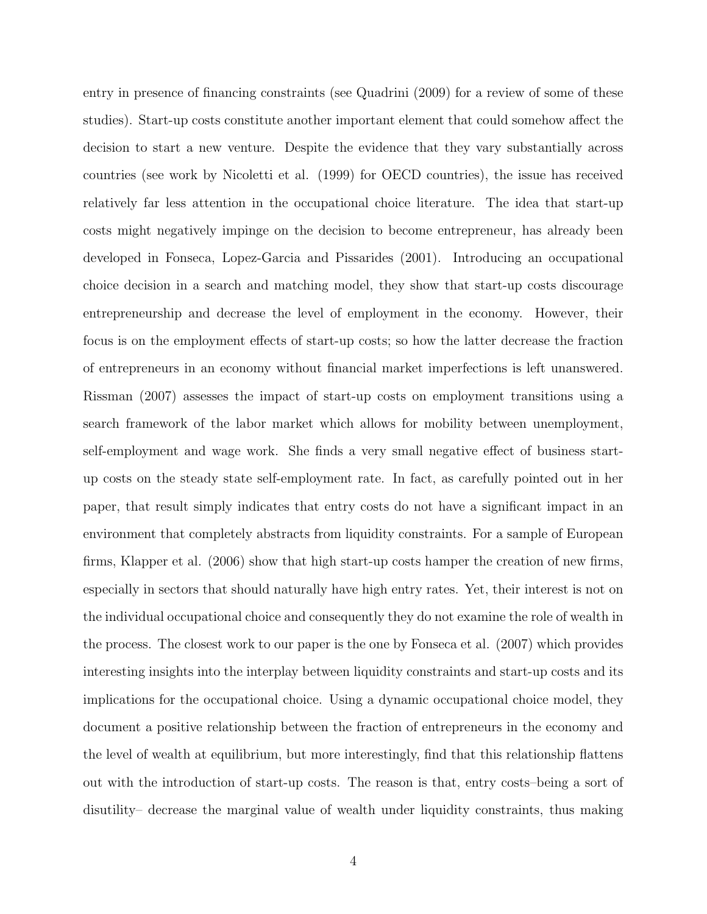entry in presence of financing constraints (see Quadrini (2009) for a review of some of these studies). Start-up costs constitute another important element that could somehow affect the decision to start a new venture. Despite the evidence that they vary substantially across countries (see work by Nicoletti et al. (1999) for OECD countries), the issue has received relatively far less attention in the occupational choice literature. The idea that start-up costs might negatively impinge on the decision to become entrepreneur, has already been developed in Fonseca, Lopez-Garcia and Pissarides (2001). Introducing an occupational choice decision in a search and matching model, they show that start-up costs discourage entrepreneurship and decrease the level of employment in the economy. However, their focus is on the employment effects of start-up costs; so how the latter decrease the fraction of entrepreneurs in an economy without financial market imperfections is left unanswered. Rissman (2007) assesses the impact of start-up costs on employment transitions using a search framework of the labor market which allows for mobility between unemployment, self-employment and wage work. She finds a very small negative effect of business start-up costs on the steady state self-employment rate. In fact, as carefully pointed out in her paper, that result simply indicates that entry costs do not have a significant impact in an environment that completely abstracts from liquidity constraints. For a sample of European firms, Klapper et al. (2006) show that high start-up costs hamper the creation of new firms, especially in sectors that should naturally have high entry rates. Yet, their interest is not on the individual occupational choice and consequently they do not examine the role of wealth in the process. The closest work to our paper is the one by Fonseca et al. (2007) which provides interesting insights into the interplay between liquidity constraints and start-up costs and its implications for the occupational choice. Using a dynamic occupational choice model, they document a positive relationship between the fraction of entrepreneurs in the economy and the level of wealth at equilibrium, but more interestingly, find that this relationship flattens out with the introduction of start-up costs. The reason is that, entry costs–being a sort of disutility– decrease the marginal value of wealth under liquidity constraints, thus making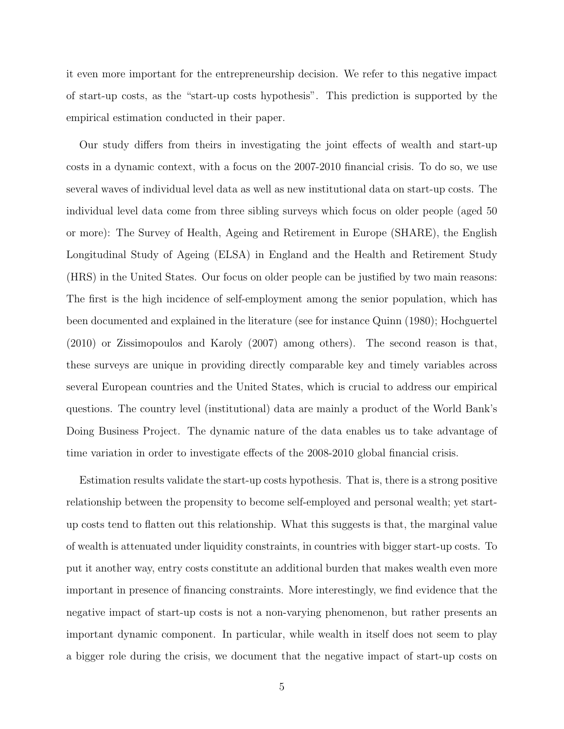it even more important for the entrepreneurship decision. We refer to this negative impact of start-up costs, as the "start-up costs hypothesis". This prediction is supported by the empirical estimation conducted in their paper.

Our study differs from theirs in investigating the joint effects of wealth and start-up costs in a dynamic context, with a focus on the 2007-2010 financial crisis. To do so, we use several waves of individual level data as well as new institutional data on start-up costs. The individual level data come from three sibling surveys which focus on older people (aged 50 or more): The Survey of Health, Ageing and Retirement in Europe (SHARE), the English Longitudinal Study of Ageing (ELSA) in England and the Health and Retirement Study (HRS) in the United States. Our focus on older people can be justified by two main reasons: The first is the high incidence of self-employment among the senior population, which has been documented and explained in the literature (see for instance Quinn (1980); Hochguertel (2010) or Zissimopoulos and Karoly (2007) among others). The second reason is that, these surveys are unique in providing directly comparable key and timely variables across several European countries and the United States, which is crucial to address our empirical questions. The country level (institutional) data are mainly a product of the World Bank's Doing Business Project. The dynamic nature of the data enables us to take advantage of time variation in order to investigate effects of the 2008-2010 global financial crisis.

Estimation results validate the start-up costs hypothesis. That is, there is a strong positive relationship between the propensity to become self-employed and personal wealth; yet start-up costs tend to flatten out this relationship. What this suggests is that, the marginal value of wealth is attenuated under liquidity constraints, in countries with bigger start-up costs. To put it another way, entry costs constitute an additional burden that makes wealth even more important in presence of financing constraints. More interestingly, we find evidence that the negative impact of start-up costs is not a non-varying phenomenon, but rather presents an important dynamic component. In particular, while wealth in itself does not seem to play a bigger role during the crisis, we document that the negative impact of start-up costs on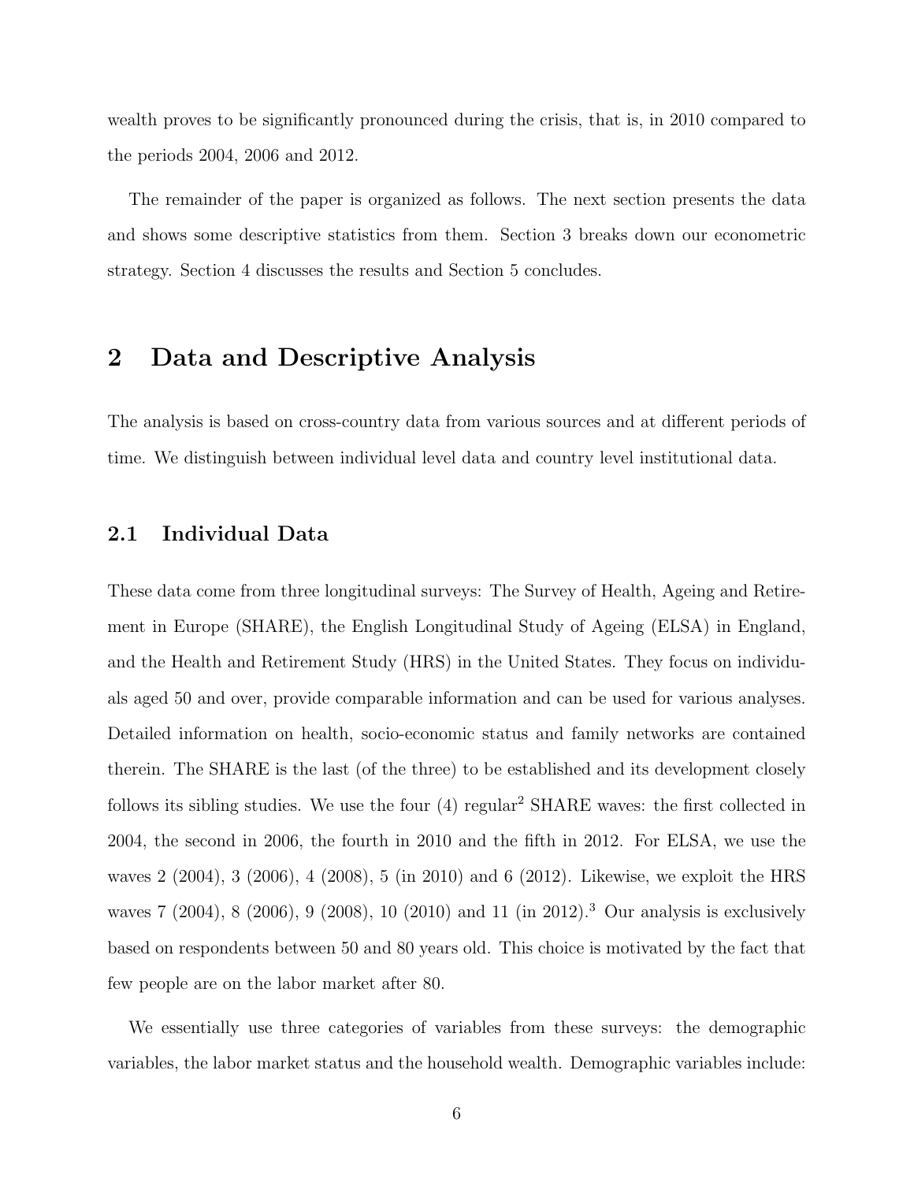wealth proves to be significantly pronounced during the crisis, that is, in 2010 compared to the periods 2004, 2006 and 2012.

The remainder of the paper is organized as follows. The next section presents the data and shows some descriptive statistics from them. Section 3 breaks down our econometric strategy. Section 4 discusses the results and Section 5 concludes.

# 2 Data and Descriptive Analysis

The analysis is based on cross-country data from various sources and at different periods of time. We distinguish between individual level data and country level institutional data.

## 2.1 Individual Data

These data come from three longitudinal surveys: The Survey of Health, Ageing and Retirement in Europe (SHARE), the English Longitudinal Study of Ageing (ELSA) in England, and the Health and Retirement Study (HRS) in the United States. They focus on individuals aged 50 and over, provide comparable information and can be used for various analyses. Detailed information on health, socio-economic status and family networks are contained therein. The SHARE is the last (of the three) to be established and its development closely follows its sibling studies. We use the four (4) regular[2] SHARE waves: the first collected in 2004, the second in 2006, the fourth in 2010 and the fifth in 2012. For ELSA, we use the waves 2 (2004), 3 (2006), 4 (2008), 5 (in 2010) and 6 (2012). Likewise, we exploit the HRS waves 7 (2004), 8 (2006), 9 (2008), 10 (2010) and 11 (in 2012).[3] Our analysis is exclusively based on respondents between 50 and 80 years old. This choice is motivated by the fact that few people are on the labor market after 80.

We essentially use three categories of variables from these surveys: the demographic variables, the labor market status and the household wealth. Demographic variables include: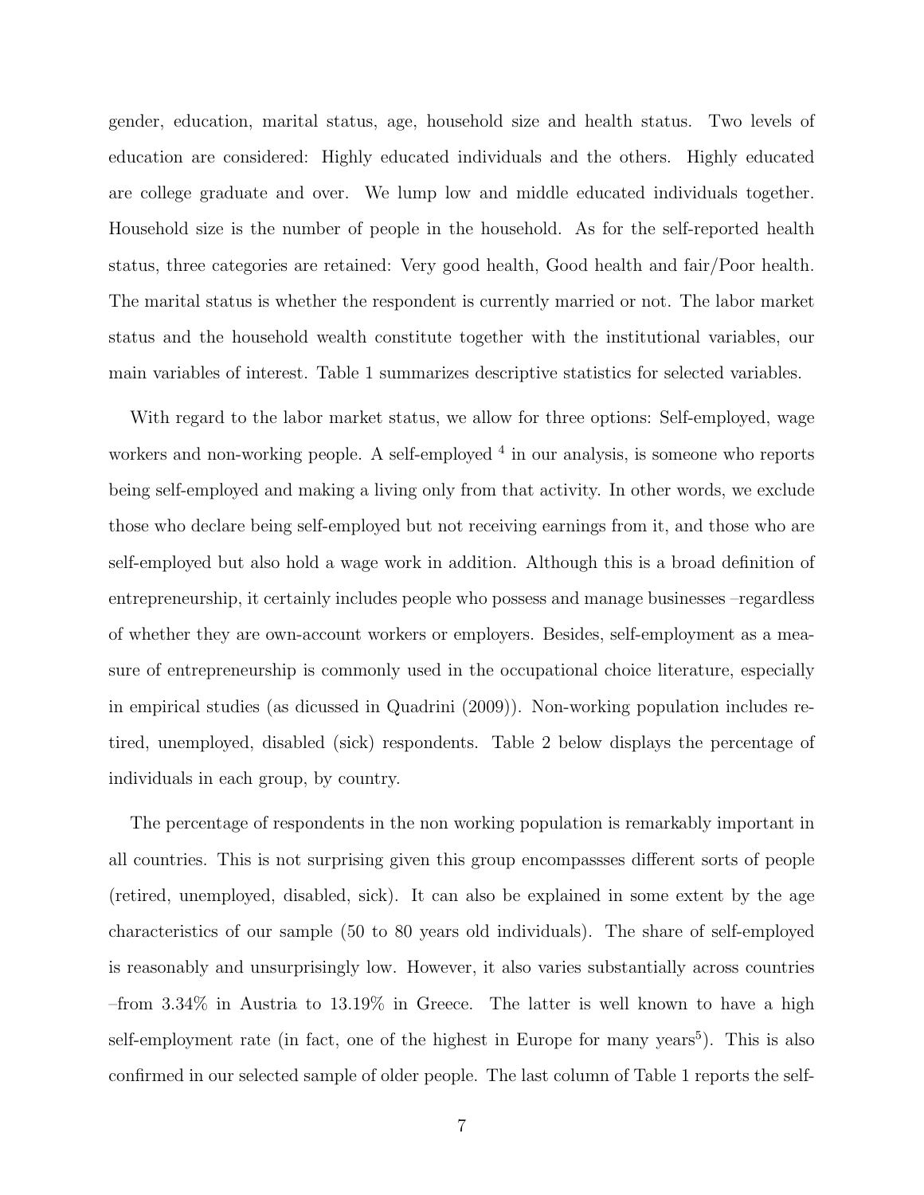gender, education, marital status, age, household size and health status. Two levels of education are considered: Highly educated individuals and the others. Highly educated are college graduate and over. We lump low and middle educated individuals together. Household size is the number of people in the household. As for the self-reported health status, three categories are retained: Very good health, Good health and fair/Poor health. The marital status is whether the respondent is currently married or not. The labor market status and the household wealth constitute together with the institutional variables, our main variables of interest. Table 1 summarizes descriptive statistics for selected variables.

With regard to the labor market status, we allow for three options: Self-employed, wage workers and non-working people. A self-employed [4] in our analysis, is someone who reports being self-employed and making a living only from that activity. In other words, we exclude those who declare being self-employed but not receiving earnings from it, and those who are self-employed but also hold a wage work in addition. Although this is a broad definition of entrepreneurship, it certainly includes people who possess and manage businesses –regardless of whether they are own-account workers or employers. Besides, self-employment as a measure of entrepreneurship is commonly used in the occupational choice literature, especially in empirical studies (as dicussed in Quadrini (2009)). Non-working population includes retired, unemployed, disabled (sick) respondents. Table 2 below displays the percentage of individuals in each group, by country.

The percentage of respondents in the non working population is remarkably important in all countries. This is not surprising given this group encompassses different sorts of people (retired, unemployed, disabled, sick). It can also be explained in some extent by the age characteristics of our sample (50 to 80 years old individuals). The share of self-employed is reasonably and unsurprisingly low. However, it also varies substantially across countries –from 3.34% in Austria to 13.19% in Greece. The latter is well known to have a high self-employment rate (in fact, one of the highest in Europe for many years[5]). This is also confirmed in our selected sample of older people. The last column of Table 1 reports the self-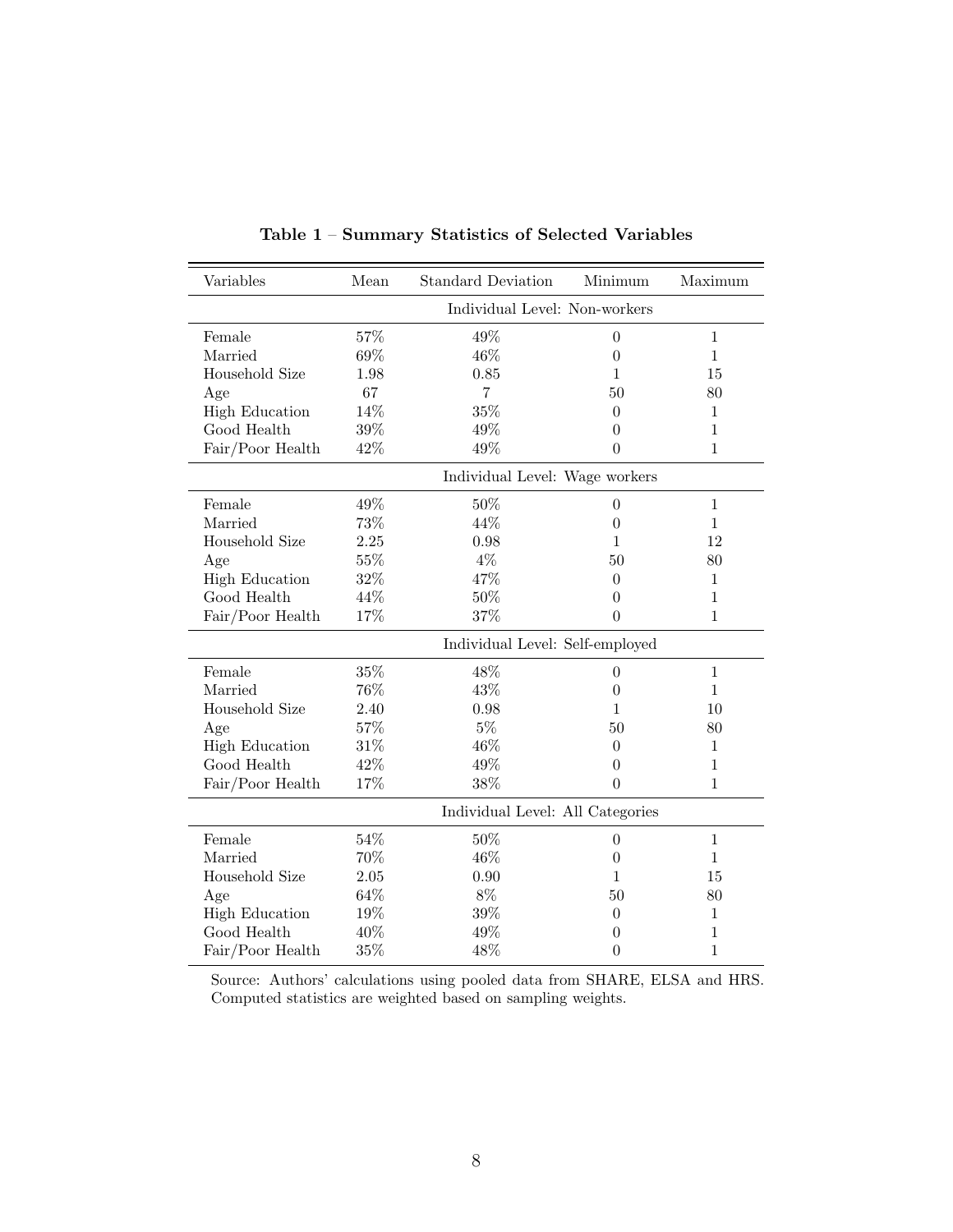**Table 1 – Summary Statistics of Selected Variables**

| Variables | Mean | Standard Deviation | Minimum | Maximum |
|---|---|---|---|---|
| | | Individual Level: Non-workers | | |
| Female | 57% | 49% | 0 | 1 |
| Married | 69% | 46% | 0 | 1 |
| Household Size | 1.98 | 0.85 | 1 | 15 |
| Age | 67 | 7 | 50 | 80 |
| High Education | 14% | 35% | 0 | 1 |
| Good Health | 39% | 49% | 0 | 1 |
| Fair/Poor Health | 42% | 49% | 0 | 1 |
| | | Individual Level: Wage workers | | |
| Female | 49% | 50% | 0 | 1 |
| Married | 73% | 44% | 0 | 1 |
| Household Size | 2.25 | 0.98 | 1 | 12 |
| Age | 55% | 4% | 50 | 80 |
| High Education | 32% | 47% | 0 | 1 |
| Good Health | 44% | 50% | 0 | 1 |
| Fair/Poor Health | 17% | 37% | 0 | 1 |
| | | Individual Level: Self-employed | | |
| Female | 35% | 48% | 0 | 1 |
| Married | 76% | 43% | 0 | 1 |
| Household Size | 2.40 | 0.98 | 1 | 10 |
| Age | 57% | 5% | 50 | 80 |
| High Education | 31% | 46% | 0 | 1 |
| Good Health | 42% | 49% | 0 | 1 |
| Fair/Poor Health | 17% | 38% | 0 | 1 |
| | | Individual Level: All Categories | | |
| Female | 54% | 50% | 0 | 1 |
| Married | 70% | 46% | 0 | 1 |
| Household Size | 2.05 | 0.90 | 1 | 15 |
| Age | 64% | 8% | 50 | 80 |
| High Education | 19% | 39% | 0 | 1 |
| Good Health | 40% | 49% | 0 | 1 |
| Fair/Poor Health | 35% | 48% | 0 | 1 |

Source: Authors' calculations using pooled data from SHARE, ELSA and HRS. Computed statistics are weighted based on sampling weights.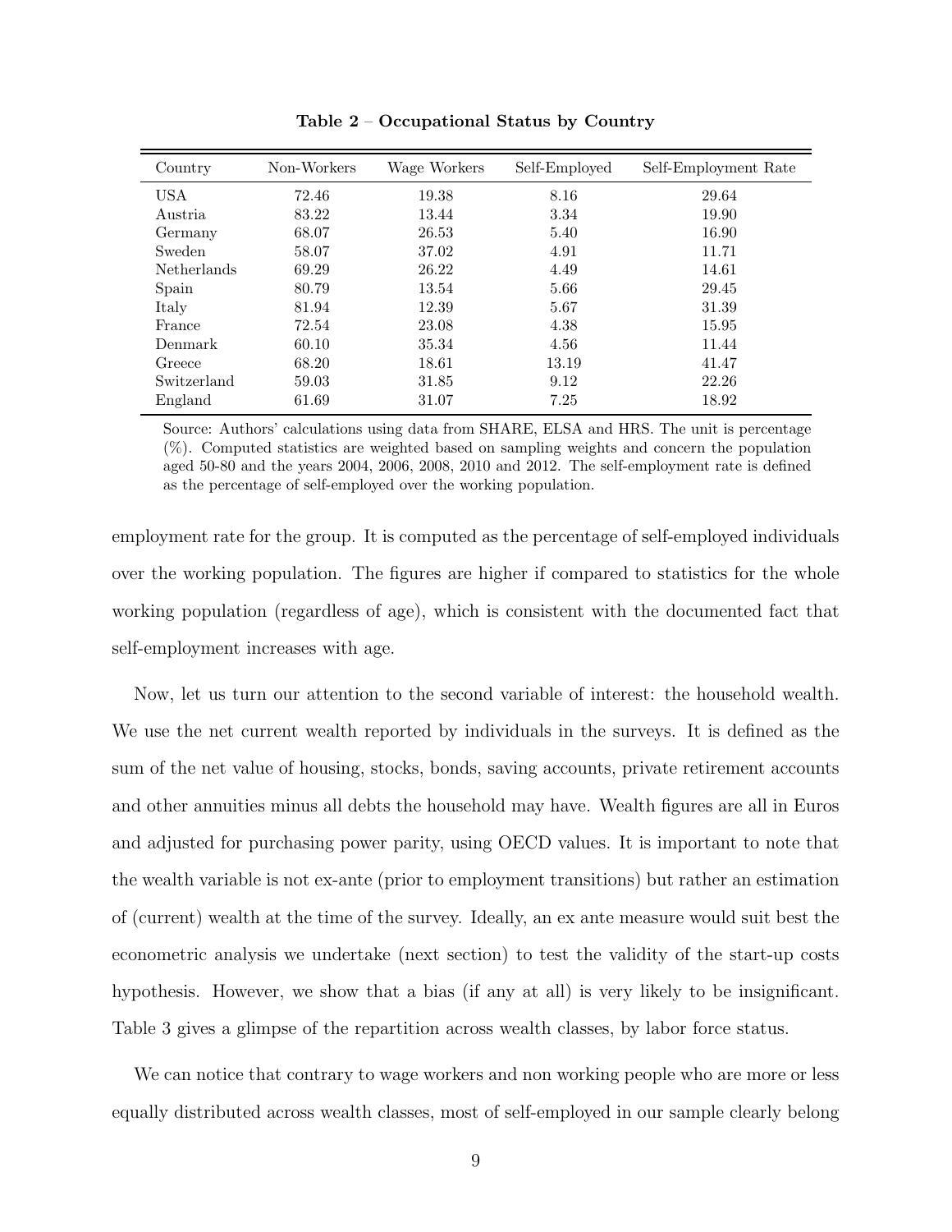**Table 2 – Occupational Status by Country**

| Country | Non-Workers | Wage Workers | Self-Employed | Self-Employment Rate |
|---|---|---|---|---|
| USA | 72.46 | 19.38 | 8.16 | 29.64 |
| Austria | 83.22 | 13.44 | 3.34 | 19.90 |
| Germany | 68.07 | 26.53 | 5.40 | 16.90 |
| Sweden | 58.07 | 37.02 | 4.91 | 11.71 |
| Netherlands | 69.29 | 26.22 | 4.49 | 14.61 |
| Spain | 80.79 | 13.54 | 5.66 | 29.45 |
| Italy | 81.94 | 12.39 | 5.67 | 31.39 |
| France | 72.54 | 23.08 | 4.38 | 15.95 |
| Denmark | 60.10 | 35.34 | 4.56 | 11.44 |
| Greece | 68.20 | 18.61 | 13.19 | 41.47 |
| Switzerland | 59.03 | 31.85 | 9.12 | 22.26 |
| England | 61.69 | 31.07 | 7.25 | 18.92 |

Source: Authors' calculations using data from SHARE, ELSA and HRS. The unit is percentage (%). Computed statistics are weighted based on sampling weights and concern the population aged 50-80 and the years 2004, 2006, 2008, 2010 and 2012. The self-employment rate is defined as the percentage of self-employed over the working population.

employment rate for the group. It is computed as the percentage of self-employed individuals over the working population. The figures are higher if compared to statistics for the whole working population (regardless of age), which is consistent with the documented fact that self-employment increases with age.

Now, let us turn our attention to the second variable of interest: the household wealth. We use the net current wealth reported by individuals in the surveys. It is defined as the sum of the net value of housing, stocks, bonds, saving accounts, private retirement accounts and other annuities minus all debts the household may have. Wealth figures are all in Euros and adjusted for purchasing power parity, using OECD values. It is important to note that the wealth variable is not ex-ante (prior to employment transitions) but rather an estimation of (current) wealth at the time of the survey. Ideally, an ex ante measure would suit best the econometric analysis we undertake (next section) to test the validity of the start-up costs hypothesis. However, we show that a bias (if any at all) is very likely to be insignificant. Table 3 gives a glimpse of the repartition across wealth classes, by labor force status.

We can notice that contrary to wage workers and non working people who are more or less equally distributed across wealth classes, most of self-employed in our sample clearly belong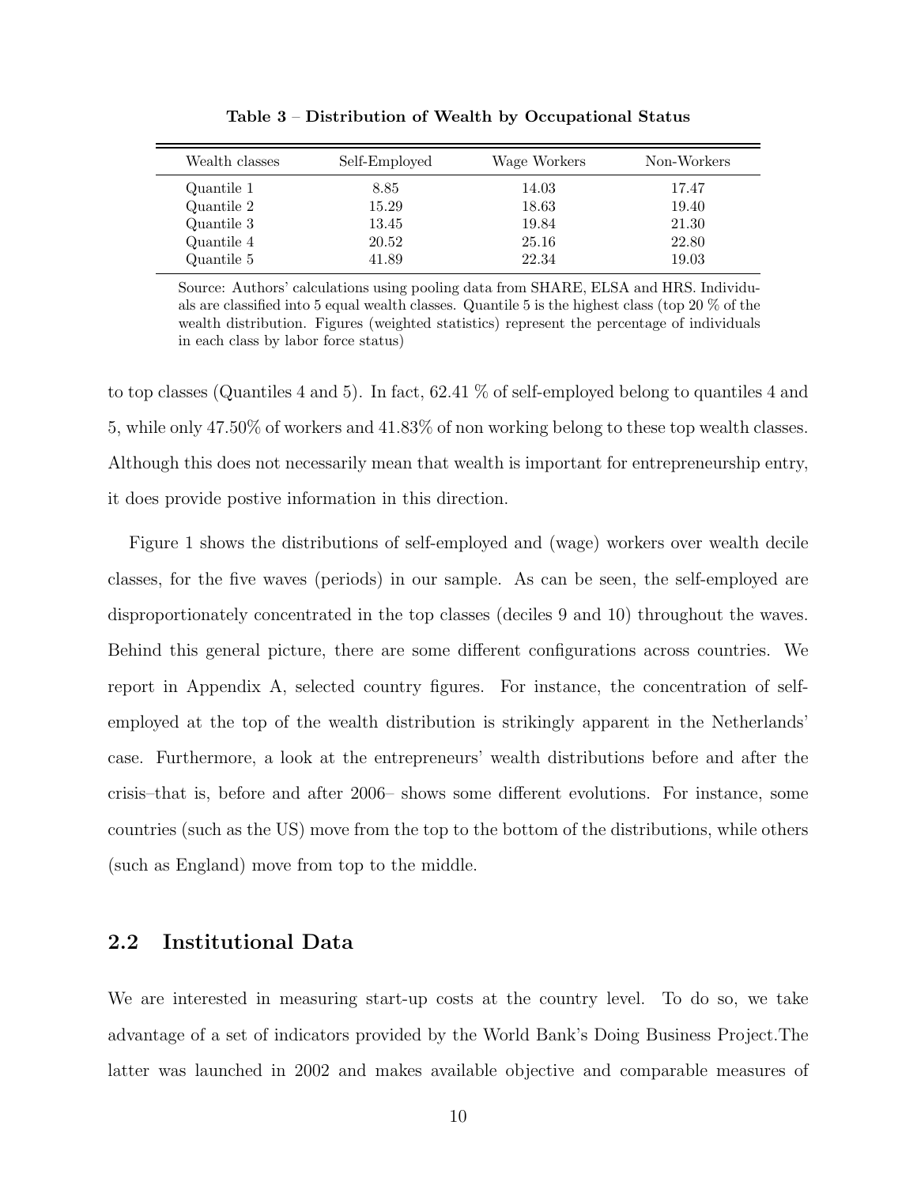**Table 3 – Distribution of Wealth by Occupational Status**

| Wealth classes | Self-Employed | Wage Workers | Non-Workers |
|---|---|---|---|
| Quantile 1 | 8.85 | 14.03 | 17.47 |
| Quantile 2 | 15.29 | 18.63 | 19.40 |
| Quantile 3 | 13.45 | 19.84 | 21.30 |
| Quantile 4 | 20.52 | 25.16 | 22.80 |
| Quantile 5 | 41.89 | 22.34 | 19.03 |

Source: Authors' calculations using pooling data from SHARE, ELSA and HRS. Individuals are classified into 5 equal wealth classes. Quantile 5 is the highest class (top 20 % of the wealth distribution. Figures (weighted statistics) represent the percentage of individuals in each class by labor force status)

to top classes (Quantiles 4 and 5). In fact, 62.41 % of self-employed belong to quantiles 4 and 5, while only 47.50% of workers and 41.83% of non working belong to these top wealth classes. Although this does not necessarily mean that wealth is important for entrepreneurship entry, it does provide postive information in this direction.

Figure 1 shows the distributions of self-employed and (wage) workers over wealth decile classes, for the five waves (periods) in our sample. As can be seen, the self-employed are disproportionately concentrated in the top classes (deciles 9 and 10) throughout the waves. Behind this general picture, there are some different configurations across countries. We report in Appendix A, selected country figures. For instance, the concentration of self-employed at the top of the wealth distribution is strikingly apparent in the Netherlands' case. Furthermore, a look at the entrepreneurs' wealth distributions before and after the crisis–that is, before and after 2006– shows some different evolutions. For instance, some countries (such as the US) move from the top to the bottom of the distributions, while others (such as England) move from top to the middle.

## 2.2 Institutional Data

We are interested in measuring start-up costs at the country level. To do so, we take advantage of a set of indicators provided by the World Bank's Doing Business Project.The latter was launched in 2002 and makes available objective and comparable measures of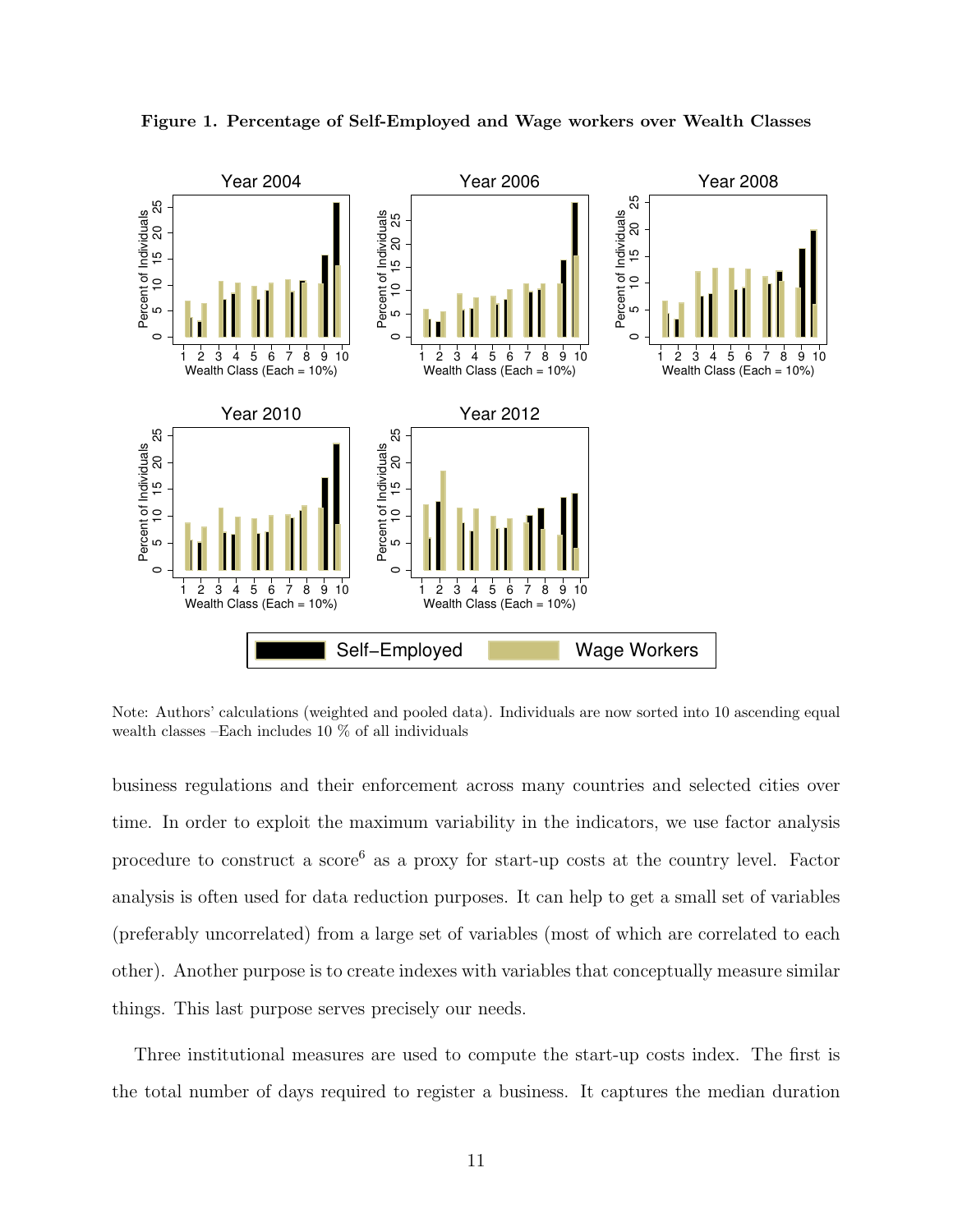**Figure 1. Percentage of Self-Employed and Wage workers over Wealth Classes**

Note: Authors' calculations (weighted and pooled data). Individuals are now sorted into 10 ascending equal wealth classes –Each includes 10 % of all individuals

business regulations and their enforcement across many countries and selected cities over time. In order to exploit the maximum variability in the indicators, we use factor analysis procedure to construct a score[6] as a proxy for start-up costs at the country level. Factor analysis is often used for data reduction purposes. It can help to get a small set of variables (preferably uncorrelated) from a large set of variables (most of which are correlated to each other). Another purpose is to create indexes with variables that conceptually measure similar things. This last purpose serves precisely our needs.

Three institutional measures are used to compute the start-up costs index. The first is the total number of days required to register a business. It captures the median duration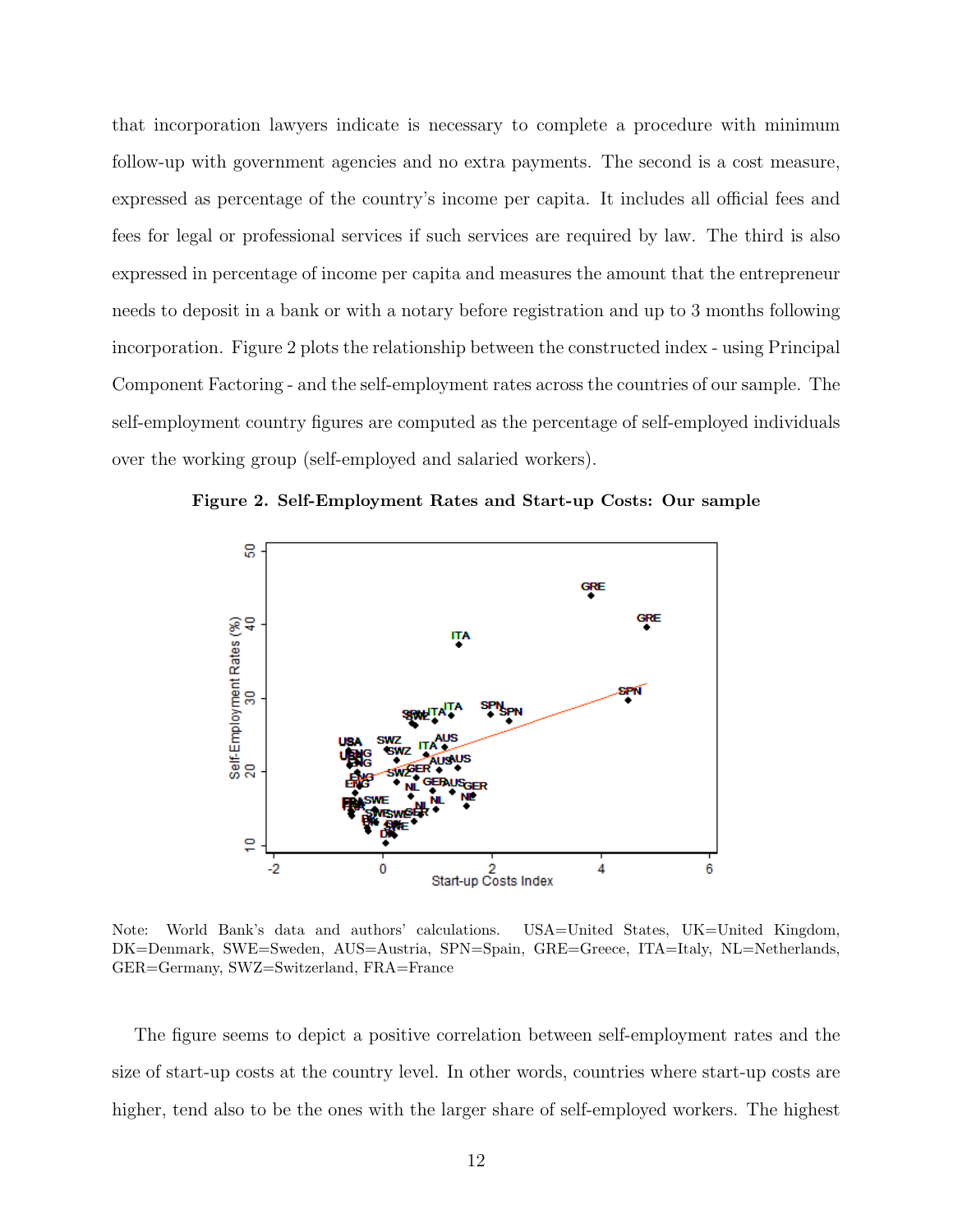that incorporation lawyers indicate is necessary to complete a procedure with minimum follow-up with government agencies and no extra payments. The second is a cost measure, expressed as percentage of the country's income per capita. It includes all official fees and fees for legal or professional services if such services are required by law. The third is also expressed in percentage of income per capita and measures the amount that the entrepreneur needs to deposit in a bank or with a notary before registration and up to 3 months following incorporation. Figure 2 plots the relationship between the constructed index - using Principal Component Factoring - and the self-employment rates across the countries of our sample. The self-employment country figures are computed as the percentage of self-employed individuals over the working group (self-employed and salaried workers).

**Figure 2. Self-Employment Rates and Start-up Costs: Our sample**

Note: World Bank's data and authors' calculations. USA=United States, UK=United Kingdom, DK=Denmark, SWE=Sweden, AUS=Austria, SPN=Spain, GRE=Greece, ITA=Italy, NL=Netherlands, GER=Germany, SWZ=Switzerland, FRA=France

The figure seems to depict a positive correlation between self-employment rates and the size of start-up costs at the country level. In other words, countries where start-up costs are higher, tend also to be the ones with the larger share of self-employed workers. The highest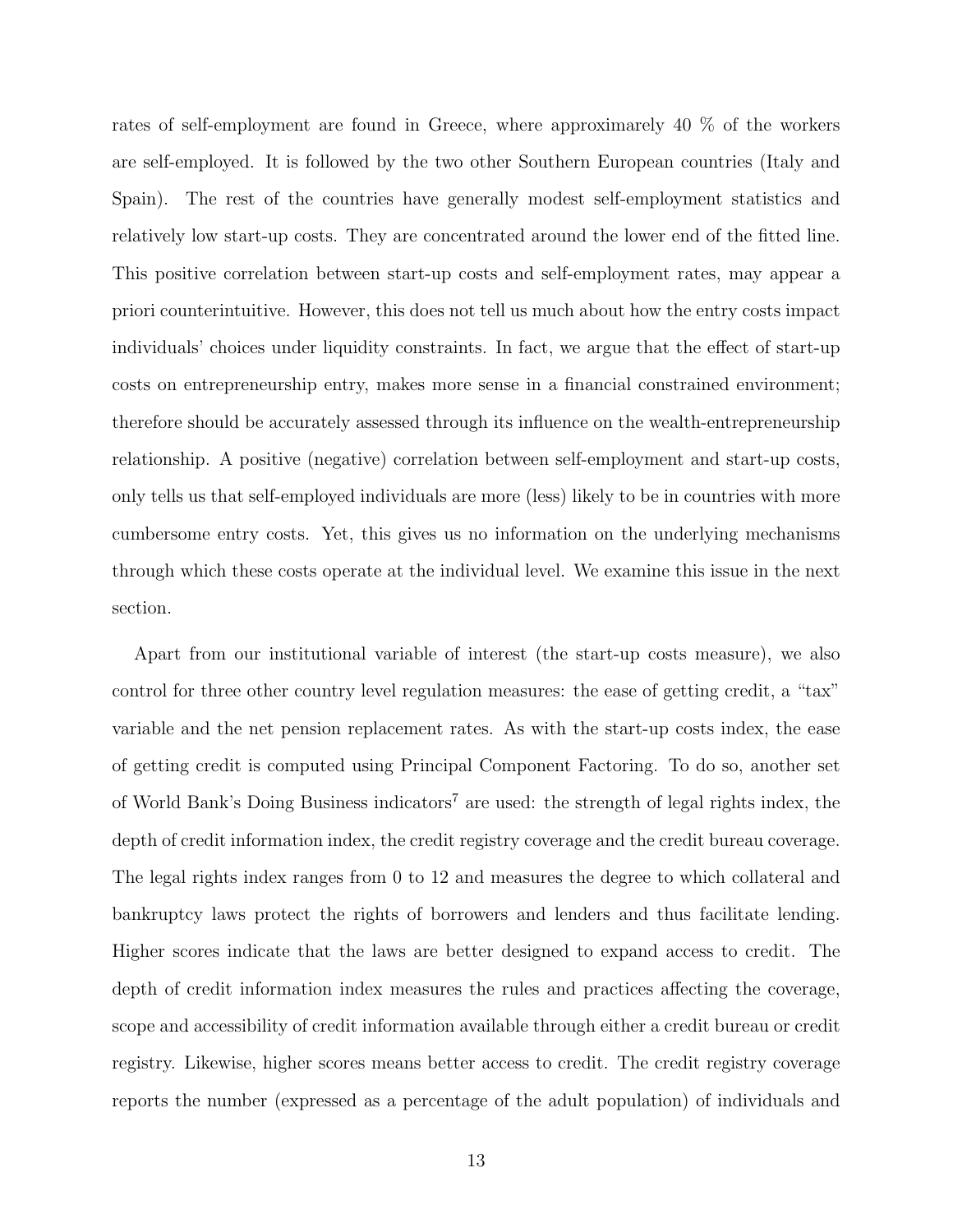rates of self-employment are found in Greece, where approximarely 40 % of the workers are self-employed. It is followed by the two other Southern European countries (Italy and Spain). The rest of the countries have generally modest self-employment statistics and relatively low start-up costs. They are concentrated around the lower end of the fitted line. This positive correlation between start-up costs and self-employment rates, may appear a priori counterintuitive. However, this does not tell us much about how the entry costs impact individuals' choices under liquidity constraints. In fact, we argue that the effect of start-up costs on entrepreneurship entry, makes more sense in a financial constrained environment; therefore should be accurately assessed through its influence on the wealth-entrepreneurship relationship. A positive (negative) correlation between self-employment and start-up costs, only tells us that self-employed individuals are more (less) likely to be in countries with more cumbersome entry costs. Yet, this gives us no information on the underlying mechanisms through which these costs operate at the individual level. We examine this issue in the next section.

Apart from our institutional variable of interest (the start-up costs measure), we also control for three other country level regulation measures: the ease of getting credit, a "tax" variable and the net pension replacement rates. As with the start-up costs index, the ease of getting credit is computed using Principal Component Factoring. To do so, another set of World Bank's Doing Business indicators[7] are used: the strength of legal rights index, the depth of credit information index, the credit registry coverage and the credit bureau coverage. The legal rights index ranges from 0 to 12 and measures the degree to which collateral and bankruptcy laws protect the rights of borrowers and lenders and thus facilitate lending. Higher scores indicate that the laws are better designed to expand access to credit. The depth of credit information index measures the rules and practices affecting the coverage, scope and accessibility of credit information available through either a credit bureau or credit registry. Likewise, higher scores means better access to credit. The credit registry coverage reports the number (expressed as a percentage of the adult population) of individuals and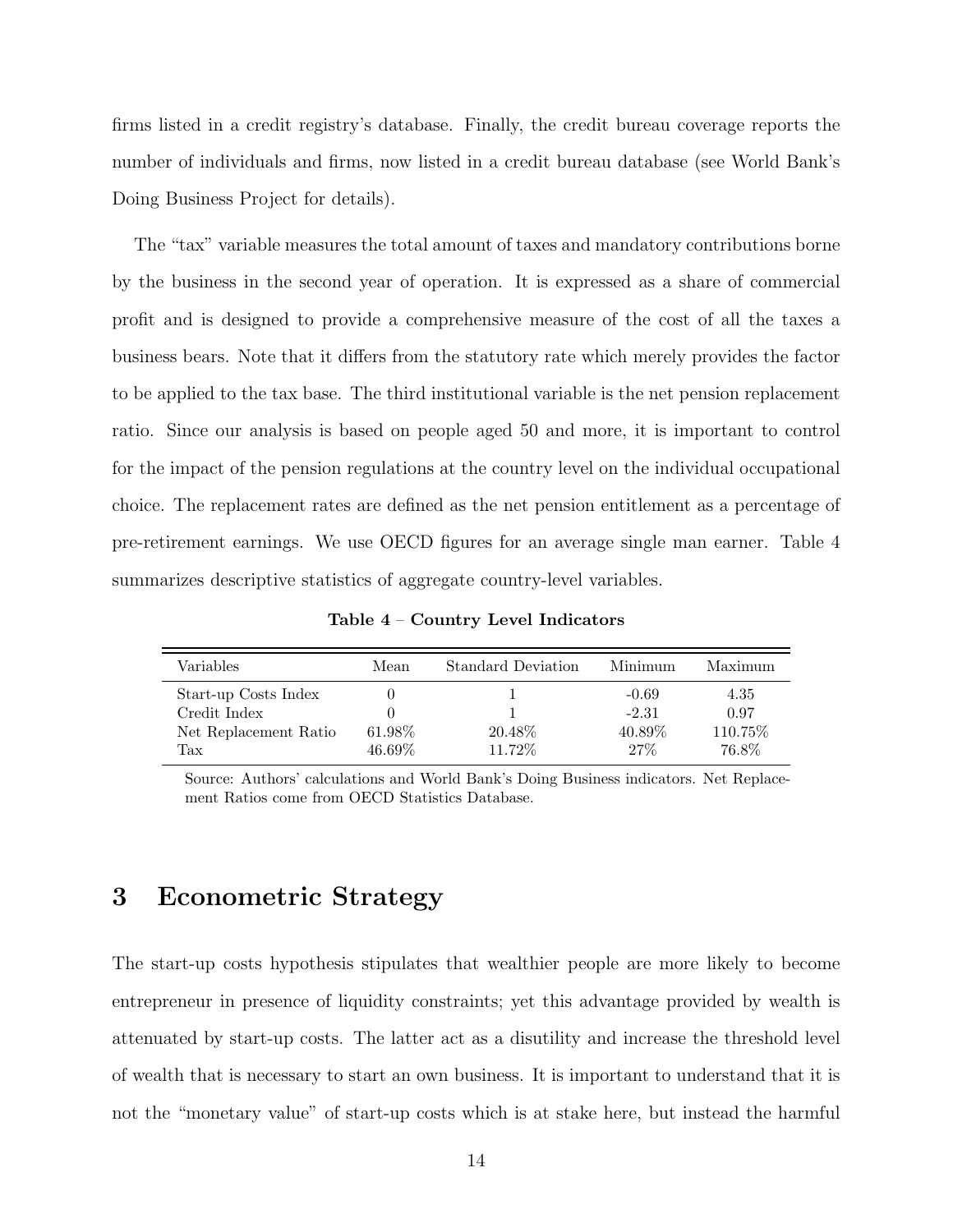firms listed in a credit registry's database. Finally, the credit bureau coverage reports the number of individuals and firms, now listed in a credit bureau database (see World Bank's Doing Business Project for details).

The "tax" variable measures the total amount of taxes and mandatory contributions borne by the business in the second year of operation. It is expressed as a share of commercial profit and is designed to provide a comprehensive measure of the cost of all the taxes a business bears. Note that it differs from the statutory rate which merely provides the factor to be applied to the tax base. The third institutional variable is the net pension replacement ratio. Since our analysis is based on people aged 50 and more, it is important to control for the impact of the pension regulations at the country level on the individual occupational choice. The replacement rates are defined as the net pension entitlement as a percentage of pre-retirement earnings. We use OECD figures for an average single man earner. Table 4 summarizes descriptive statistics of aggregate country-level variables.

**Table 4** – **Country Level Indicators**

| Variables | Mean | Standard Deviation | Minimum | Maximum |
|---|---|---|---|---|
| Start-up Costs Index | 0 | 1 | -0.69 | 4.35 |
| Credit Index | 0 | 1 | -2.31 | 0.97 |
| Net Replacement Ratio | 61.98% | 20.48% | 40.89% | 110.75% |
| Tax | 46.69% | 11.72% | 27% | 76.8% |

Source: Authors' calculations and World Bank's Doing Business indicators. Net Replacement Ratios come from OECD Statistics Database.

# 3 Econometric Strategy

The start-up costs hypothesis stipulates that wealthier people are more likely to become entrepreneur in presence of liquidity constraints; yet this advantage provided by wealth is attenuated by start-up costs. The latter act as a disutility and increase the threshold level of wealth that is necessary to start an own business. It is important to understand that it is not the "monetary value" of start-up costs which is at stake here, but instead the harmful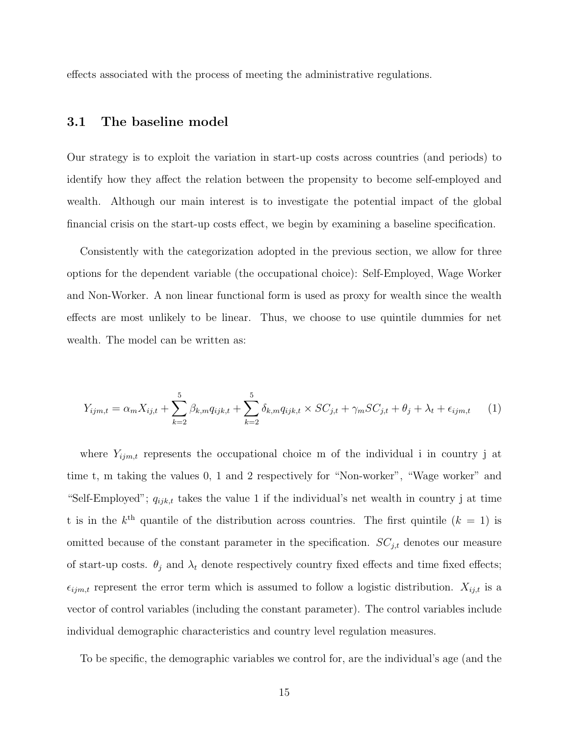effects associated with the process of meeting the administrative regulations.

### 3.1 The baseline model

Our strategy is to exploit the variation in start-up costs across countries (and periods) to identify how they affect the relation between the propensity to become self-employed and wealth. Although our main interest is to investigate the potential impact of the global financial crisis on the start-up costs effect, we begin by examining a baseline specification.

Consistently with the categorization adopted in the previous section, we allow for three options for the dependent variable (the occupational choice): Self-Employed, Wage Worker and Non-Worker. A non linear functional form is used as proxy for wealth since the wealth effects are most unlikely to be linear. Thus, we choose to use quintile dummies for net wealth. The model can be written as:

$$Y_{ijm,t} = \alpha_m X_{ij,t} + \sum_{k=2}^{5} \beta_{k,m} q_{ijk,t} + \sum_{k=2}^{5} \delta_{k,m} q_{ijk,t} \times SC_{j,t} + \gamma_m SC_{j,t} + \theta_j + \lambda_t + \epsilon_{ijm,t} \qquad (1)$$

where $Y_{ijm,t}$ represents the occupational choice m of the individual i in country j at time t, m taking the values 0, 1 and 2 respectively for "Non-worker", "Wage worker" and "Self-Employed"; $q_{ijk,t}$ takes the value 1 if the individual's net wealth in country j at time t is in the $k^{\text{th}}$ quantile of the distribution across countries. The first quintile ($k = 1$) is omitted because of the constant parameter in the specification. $SC_{j,t}$ denotes our measure of start-up costs. $\theta_j$ and $\lambda_t$ denote respectively country fixed effects and time fixed effects; $\epsilon_{ijm,t}$ represent the error term which is assumed to follow a logistic distribution. $X_{ij,t}$ is a vector of control variables (including the constant parameter). The control variables include individual demographic characteristics and country level regulation measures.

To be specific, the demographic variables we control for, are the individual's age (and the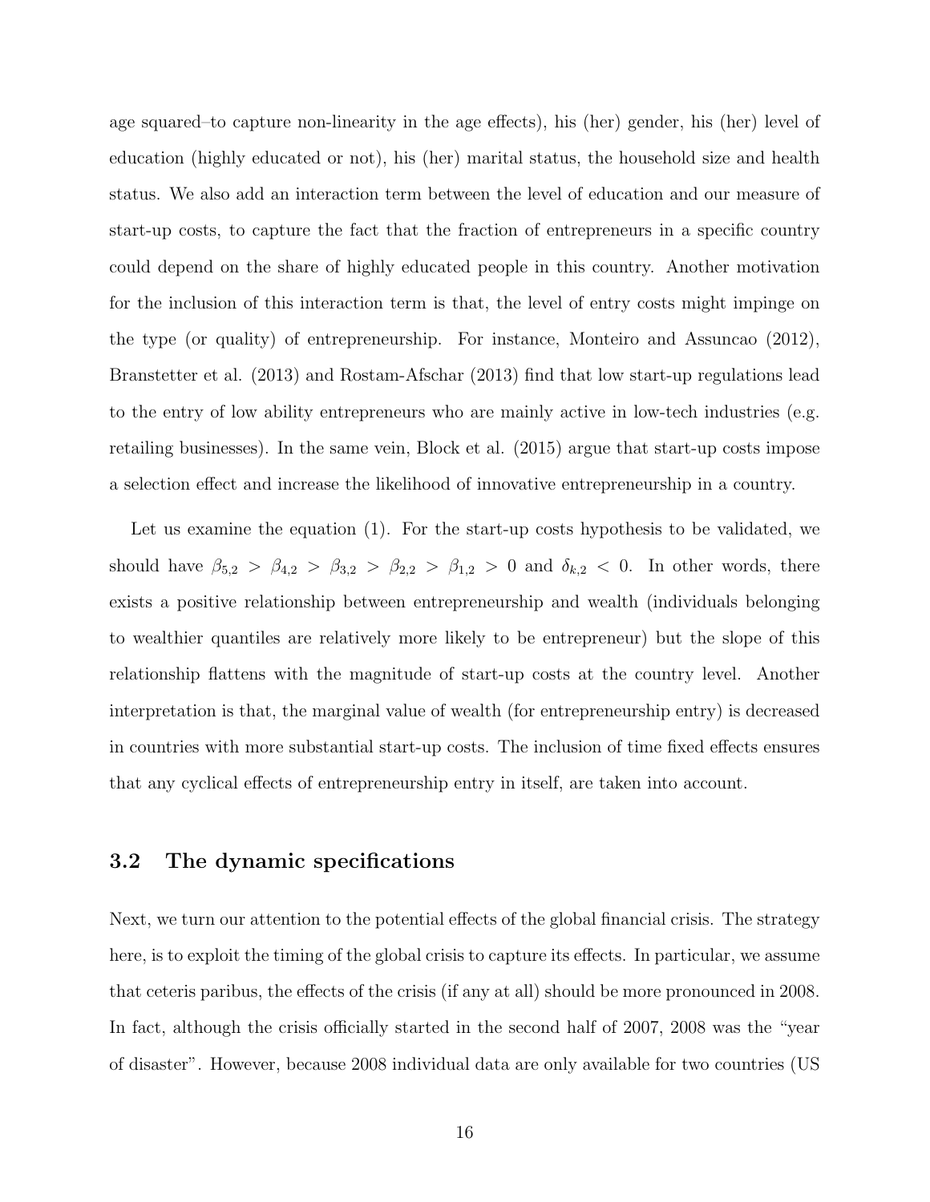age squared–to capture non-linearity in the age effects), his (her) gender, his (her) level of education (highly educated or not), his (her) marital status, the household size and health status. We also add an interaction term between the level of education and our measure of start-up costs, to capture the fact that the fraction of entrepreneurs in a specific country could depend on the share of highly educated people in this country. Another motivation for the inclusion of this interaction term is that, the level of entry costs might impinge on the type (or quality) of entrepreneurship. For instance, Monteiro and Assuncao (2012), Branstetter et al. (2013) and Rostam-Afschar (2013) find that low start-up regulations lead to the entry of low ability entrepreneurs who are mainly active in low-tech industries (e.g. retailing businesses). In the same vein, Block et al. (2015) argue that start-up costs impose a selection effect and increase the likelihood of innovative entrepreneurship in a country.

Let us examine the equation (1). For the start-up costs hypothesis to be validated, we should have $\beta_{5,2} > \beta_{4,2} > \beta_{3,2} > \beta_{2,2} > \beta_{1,2} > 0$ and $\delta_{k,2} < 0$. In other words, there exists a positive relationship between entrepreneurship and wealth (individuals belonging to wealthier quantiles are relatively more likely to be entrepreneur) but the slope of this relationship flattens with the magnitude of start-up costs at the country level. Another interpretation is that, the marginal value of wealth (for entrepreneurship entry) is decreased in countries with more substantial start-up costs. The inclusion of time fixed effects ensures that any cyclical effects of entrepreneurship entry in itself, are taken into account.

### 3.2 The dynamic specifications

Next, we turn our attention to the potential effects of the global financial crisis. The strategy here, is to exploit the timing of the global crisis to capture its effects. In particular, we assume that ceteris paribus, the effects of the crisis (if any at all) should be more pronounced in 2008. In fact, although the crisis officially started in the second half of 2007, 2008 was the "year of disaster". However, because 2008 individual data are only available for two countries (US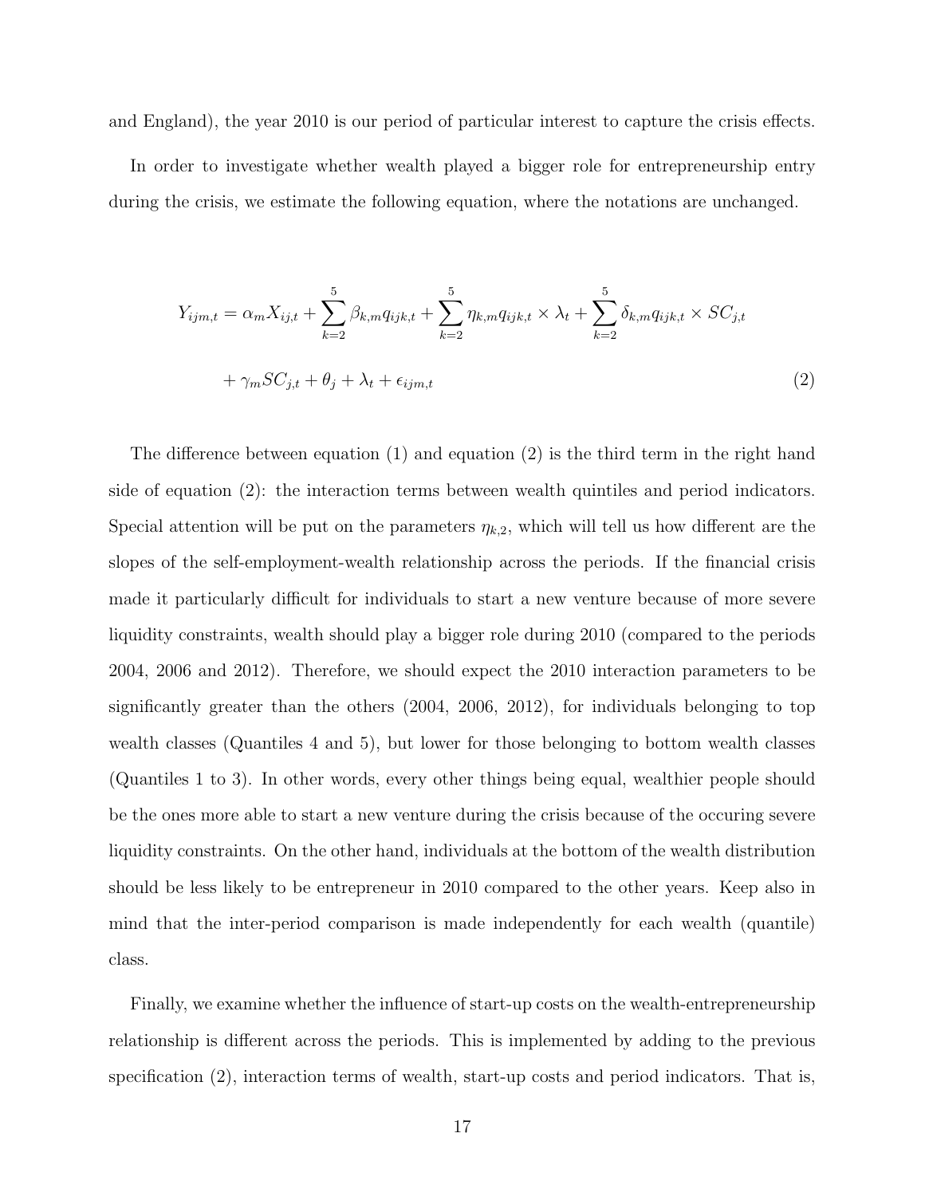and England), the year 2010 is our period of particular interest to capture the crisis effects.

In order to investigate whether wealth played a bigger role for entrepreneurship entry during the crisis, we estimate the following equation, where the notations are unchanged.

$$
\begin{aligned}
Y_{ijm,t} = \alpha_m X_{ij,t} + \sum_{k=2}^{5} \beta_{k,m} q_{ijk,t} + \sum_{k=2}^{5} \eta_{k,m} q_{ijk,t} \times \lambda_t + \sum_{k=2}^{5} \delta_{k,m} q_{ijk,t} \times SC_{j,t} \\
+ \gamma_m SC_{j,t} + \theta_j + \lambda_t + \epsilon_{ijm,t} \qquad (2)
\end{aligned}
$$

The difference between equation (1) and equation (2) is the third term in the right hand side of equation (2): the interaction terms between wealth quintiles and period indicators. Special attention will be put on the parameters $\eta_{k,2}$, which will tell us how different are the slopes of the self-employment-wealth relationship across the periods. If the financial crisis made it particularly difficult for individuals to start a new venture because of more severe liquidity constraints, wealth should play a bigger role during 2010 (compared to the periods 2004, 2006 and 2012). Therefore, we should expect the 2010 interaction parameters to be significantly greater than the others (2004, 2006, 2012), for individuals belonging to top wealth classes (Quantiles 4 and 5), but lower for those belonging to bottom wealth classes (Quantiles 1 to 3). In other words, every other things being equal, wealthier people should be the ones more able to start a new venture during the crisis because of the occuring severe liquidity constraints. On the other hand, individuals at the bottom of the wealth distribution should be less likely to be entrepreneur in 2010 compared to the other years. Keep also in mind that the inter-period comparison is made independently for each wealth (quantile) class.

Finally, we examine whether the influence of start-up costs on the wealth-entrepreneurship relationship is different across the periods. This is implemented by adding to the previous specification (2), interaction terms of wealth, start-up costs and period indicators. That is,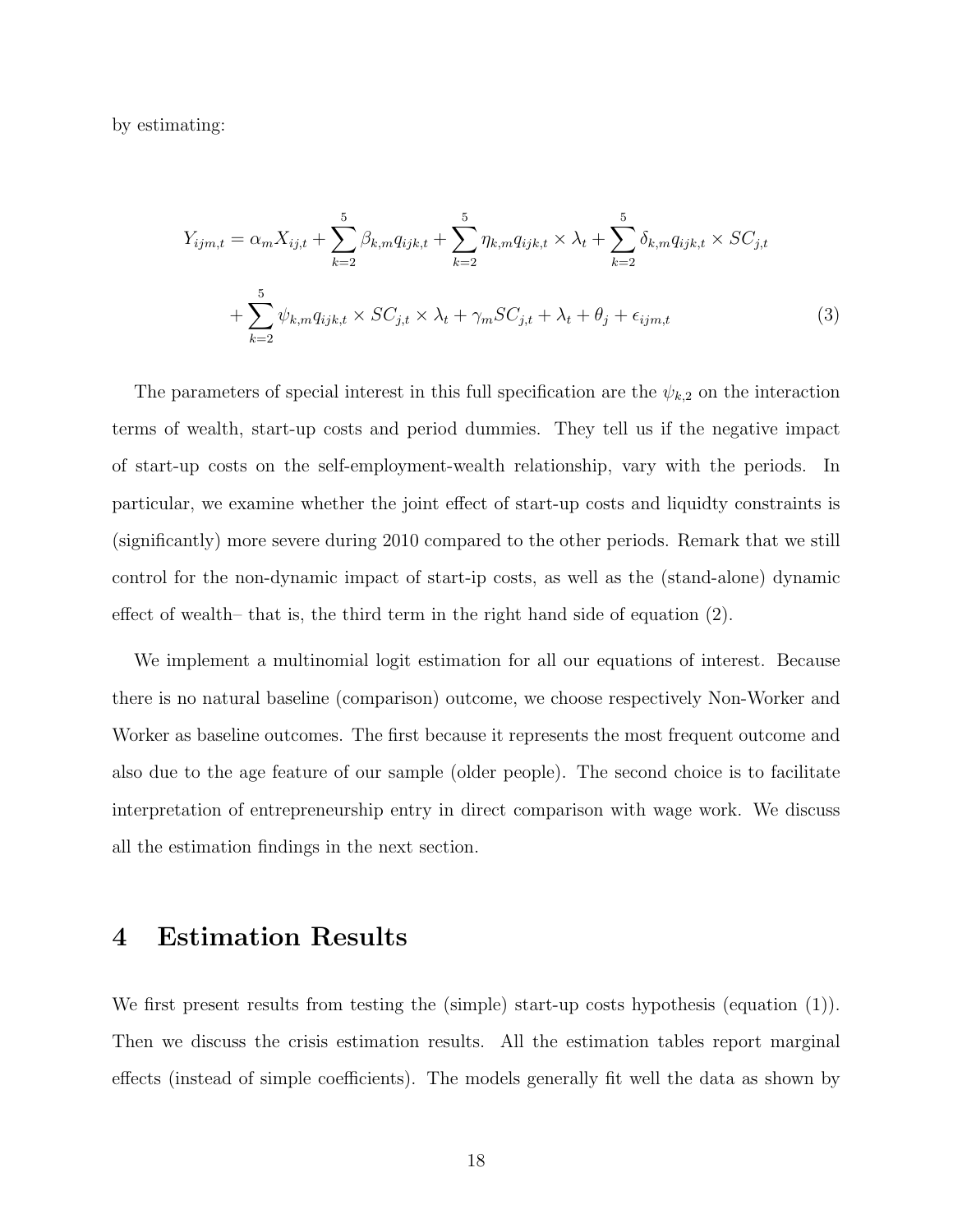by estimating:

$$Y_{ijm,t} = \alpha_m X_{ij,t} + \sum_{k=2}^{5} \beta_{k,m} q_{ijk,t} + \sum_{k=2}^{5} \eta_{k,m} q_{ijk,t} \times \lambda_t + \sum_{k=2}^{5} \delta_{k,m} q_{ijk,t} \times SC_{j,t}$$

$$+ \sum_{k=2}^{5} \psi_{k,m} q_{ijk,t} \times SC_{j,t} \times \lambda_t + \gamma_m SC_{j,t} + \lambda_t + \theta_j + \epsilon_{ijm,t} \quad (3)$$

The parameters of special interest in this full specification are the $\psi_{k,2}$ on the interaction terms of wealth, start-up costs and period dummies. They tell us if the negative impact of start-up costs on the self-employment-wealth relationship, vary with the periods. In particular, we examine whether the joint effect of start-up costs and liquidty constraints is (significantly) more severe during 2010 compared to the other periods. Remark that we still control for the non-dynamic impact of start-ip costs, as well as the (stand-alone) dynamic effect of wealth– that is, the third term in the right hand side of equation (2).

We implement a multinomial logit estimation for all our equations of interest. Because there is no natural baseline (comparison) outcome, we choose respectively Non-Worker and Worker as baseline outcomes. The first because it represents the most frequent outcome and also due to the age feature of our sample (older people). The second choice is to facilitate interpretation of entrepreneurship entry in direct comparison with wage work. We discuss all the estimation findings in the next section.

# 4 Estimation Results

We first present results from testing the (simple) start-up costs hypothesis (equation (1)). Then we discuss the crisis estimation results. All the estimation tables report marginal effects (instead of simple coefficients). The models generally fit well the data as shown by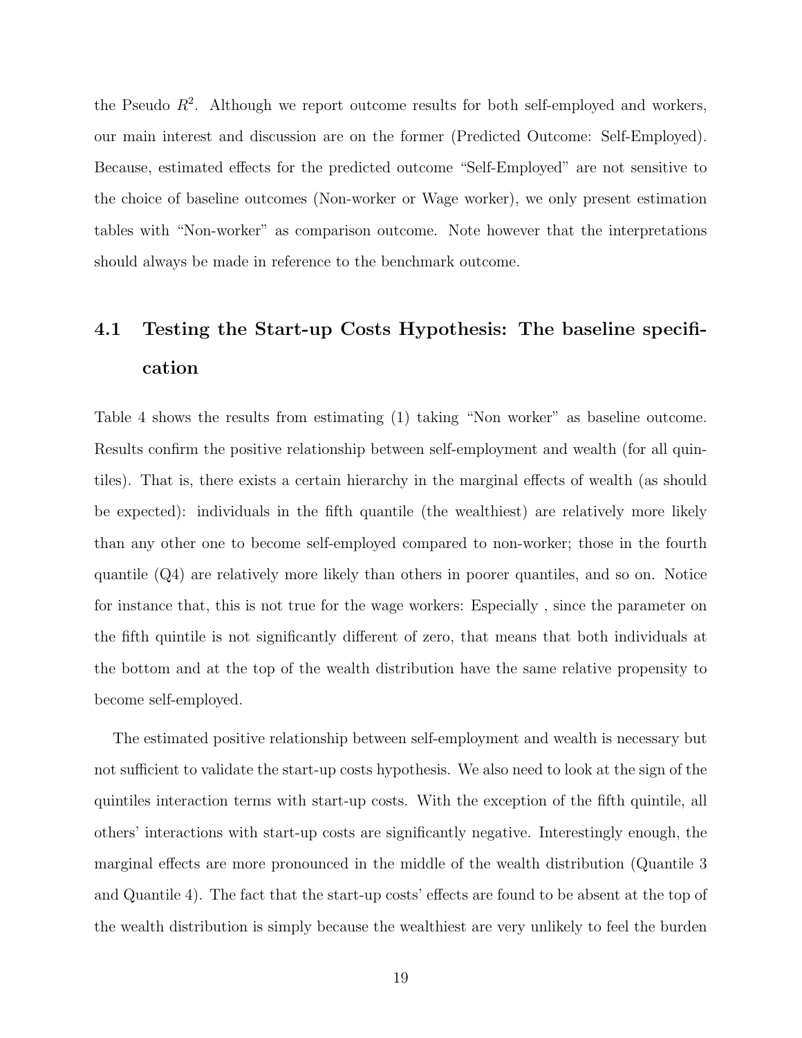the Pseudo $R^2$. Although we report outcome results for both self-employed and workers, our main interest and discussion are on the former (Predicted Outcome: Self-Employed). Because, estimated effects for the predicted outcome "Self-Employed" are not sensitive to the choice of baseline outcomes (Non-worker or Wage worker), we only present estimation tables with "Non-worker" as comparison outcome. Note however that the interpretations should always be made in reference to the benchmark outcome.

## 4.1 Testing the Start-up Costs Hypothesis: The baseline specification

Table 4 shows the results from estimating (1) taking "Non worker" as baseline outcome. Results confirm the positive relationship between self-employment and wealth (for all quintiles). That is, there exists a certain hierarchy in the marginal effects of wealth (as should be expected): individuals in the fifth quantile (the wealthiest) are relatively more likely than any other one to become self-employed compared to non-worker; those in the fourth quantile (Q4) are relatively more likely than others in poorer quantiles, and so on. Notice for instance that, this is not true for the wage workers: Especially , since the parameter on the fifth quintile is not significantly different of zero, that means that both individuals at the bottom and at the top of the wealth distribution have the same relative propensity to become self-employed.

The estimated positive relationship between self-employment and wealth is necessary but not sufficient to validate the start-up costs hypothesis. We also need to look at the sign of the quintiles interaction terms with start-up costs. With the exception of the fifth quintile, all others' interactions with start-up costs are significantly negative. Interestingly enough, the marginal effects are more pronounced in the middle of the wealth distribution (Quantile 3 and Quantile 4). The fact that the start-up costs' effects are found to be absent at the top of the wealth distribution is simply because the wealthiest are very unlikely to feel the burden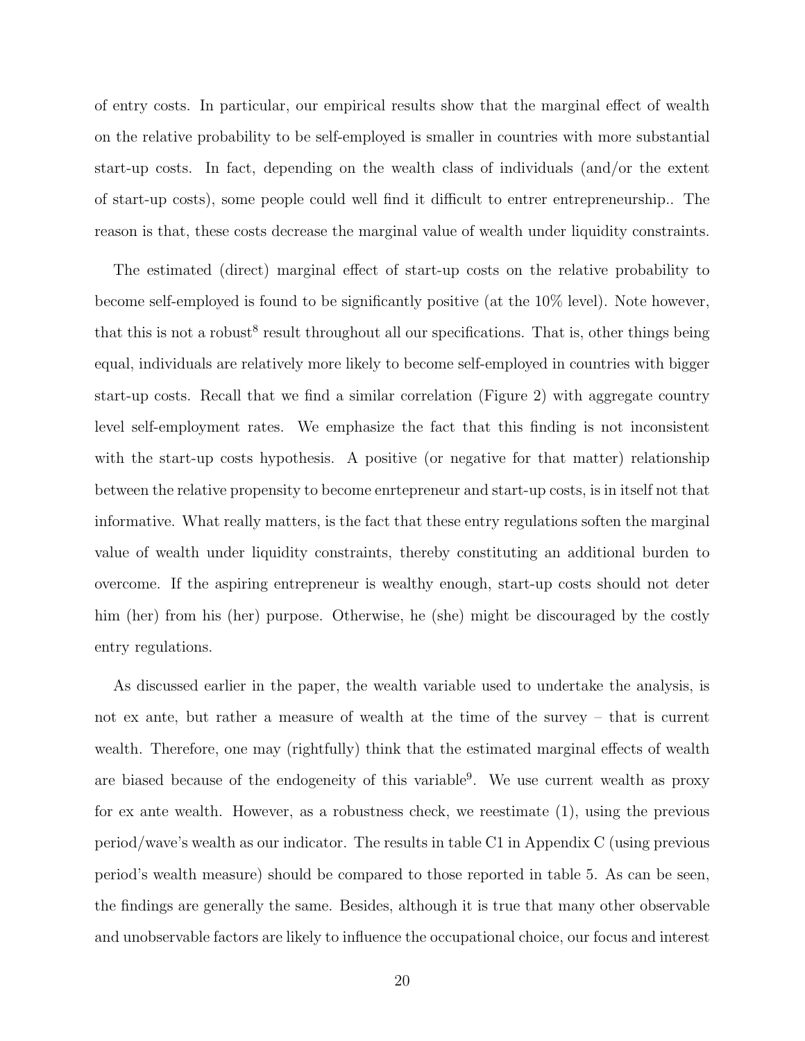of entry costs. In particular, our empirical results show that the marginal effect of wealth on the relative probability to be self-employed is smaller in countries with more substantial start-up costs. In fact, depending on the wealth class of individuals (and/or the extent of start-up costs), some people could well find it difficult to entrer entrepreneurship.. The reason is that, these costs decrease the marginal value of wealth under liquidity constraints.

The estimated (direct) marginal effect of start-up costs on the relative probability to become self-employed is found to be significantly positive (at the 10% level). Note however, that this is not a robust[8] result throughout all our specifications. That is, other things being equal, individuals are relatively more likely to become self-employed in countries with bigger start-up costs. Recall that we find a similar correlation (Figure 2) with aggregate country level self-employment rates. We emphasize the fact that this finding is not inconsistent with the start-up costs hypothesis. A positive (or negative for that matter) relationship between the relative propensity to become enrtepreneur and start-up costs, is in itself not that informative. What really matters, is the fact that these entry regulations soften the marginal value of wealth under liquidity constraints, thereby constituting an additional burden to overcome. If the aspiring entrepreneur is wealthy enough, start-up costs should not deter him (her) from his (her) purpose. Otherwise, he (she) might be discouraged by the costly entry regulations.

As discussed earlier in the paper, the wealth variable used to undertake the analysis, is not ex ante, but rather a measure of wealth at the time of the survey – that is current wealth. Therefore, one may (rightfully) think that the estimated marginal effects of wealth are biased because of the endogeneity of this variable[9]. We use current wealth as proxy for ex ante wealth. However, as a robustness check, we reestimate (1), using the previous period/wave's wealth as our indicator. The results in table C1 in Appendix C (using previous period's wealth measure) should be compared to those reported in table 5. As can be seen, the findings are generally the same. Besides, although it is true that many other observable and unobservable factors are likely to influence the occupational choice, our focus and interest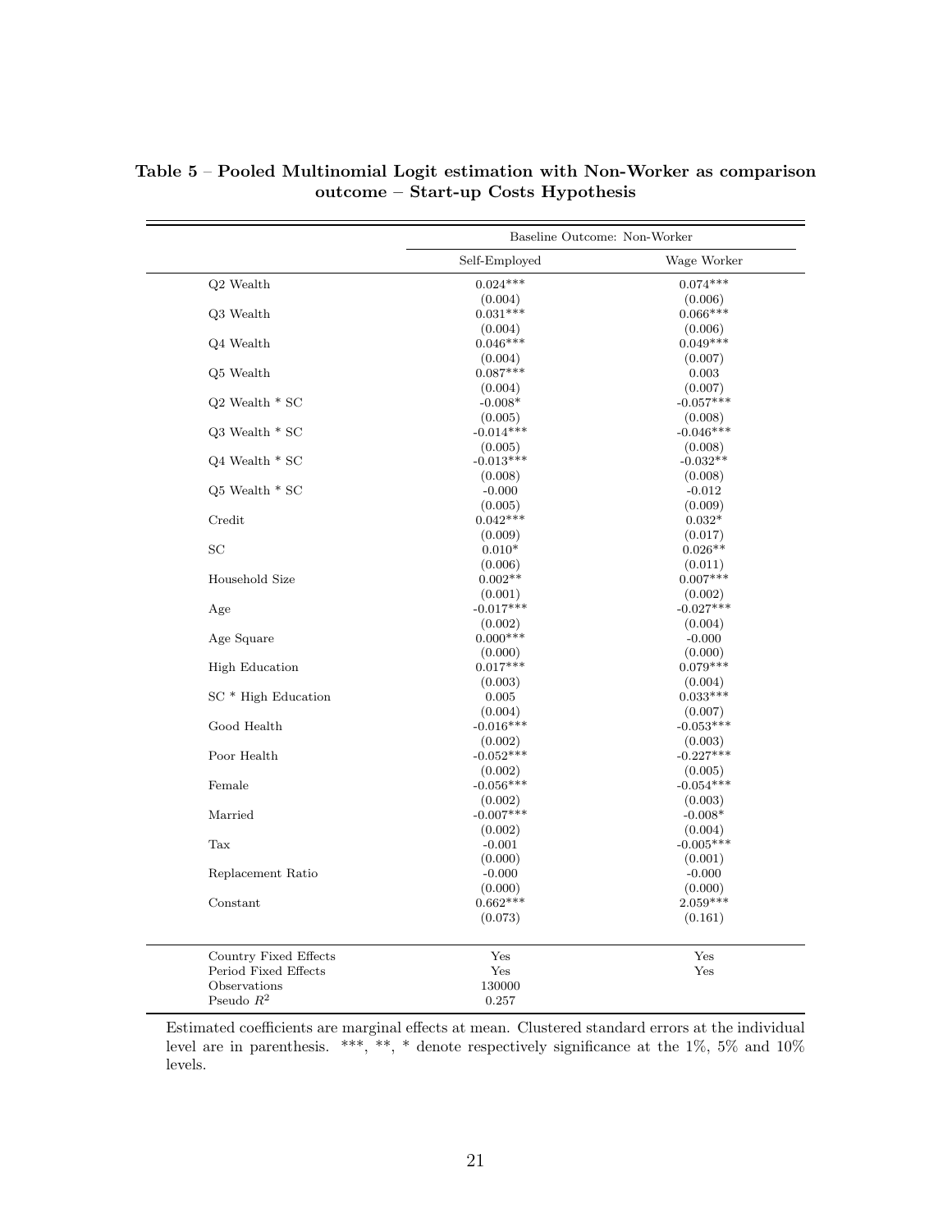**Table 5 – Pooled Multinomial Logit estimation with Non-Worker as comparison outcome – Start-up Costs Hypothesis**

| | Baseline Outcome: Non-Worker | |
|---|---|---|
| | Self-Employed | Wage Worker |
| Q2 Wealth | 0.024*** | 0.074*** |
| | (0.004) | (0.006) |
| Q3 Wealth | 0.031*** | 0.066*** |
| | (0.004) | (0.006) |
| Q4 Wealth | 0.046*** | 0.049*** |
| | (0.004) | (0.007) |
| Q5 Wealth | 0.087*** | 0.003 |
| | (0.004) | (0.007) |
| Q2 Wealth * SC | -0.008* | -0.057*** |
| | (0.005) | (0.008) |
| Q3 Wealth * SC | -0.014*** | -0.046*** |
| | (0.005) | (0.008) |
| Q4 Wealth * SC | -0.013*** | -0.032** |
| | (0.008) | (0.008) |
| Q5 Wealth * SC | -0.000 | -0.012 |
| | (0.005) | (0.009) |
| Credit | 0.042*** | 0.032* |
| | (0.009) | (0.017) |
| SC | 0.010* | 0.026** |
| | (0.006) | (0.011) |
| Household Size | 0.002** | 0.007*** |
| | (0.001) | (0.002) |
| Age | -0.017*** | -0.027*** |
| | (0.002) | (0.004) |
| Age Square | 0.000*** | -0.000 |
| | (0.000) | (0.000) |
| High Education | 0.017*** | 0.079*** |
| | (0.003) | (0.004) |
| SC * High Education | 0.005 | 0.033*** |
| | (0.004) | (0.007) |
| Good Health | -0.016*** | -0.053*** |
| | (0.002) | (0.003) |
| Poor Health | -0.052*** | -0.227*** |
| | (0.002) | (0.005) |
| Female | -0.056*** | -0.054*** |
| | (0.002) | (0.003) |
| Married | -0.007*** | -0.008* |
| | (0.002) | (0.004) |
| Tax | -0.001 | -0.005*** |
| | (0.000) | (0.001) |
| Replacement Ratio | -0.000 | -0.000 |
| | (0.000) | (0.000) |
| Constant | 0.662*** | 2.059*** |
| | (0.073) | (0.161) |
| Country Fixed Effects | Yes | Yes |
| Period Fixed Effects | Yes | Yes |
| Observations | 130000 | |
| Pseudo $R^2$ | 0.257 | |

Estimated coefficients are marginal effects at mean. Clustered standard errors at the individual level are in parenthesis. ***, **, * denote respectively significance at the 1%, 5% and 10% levels.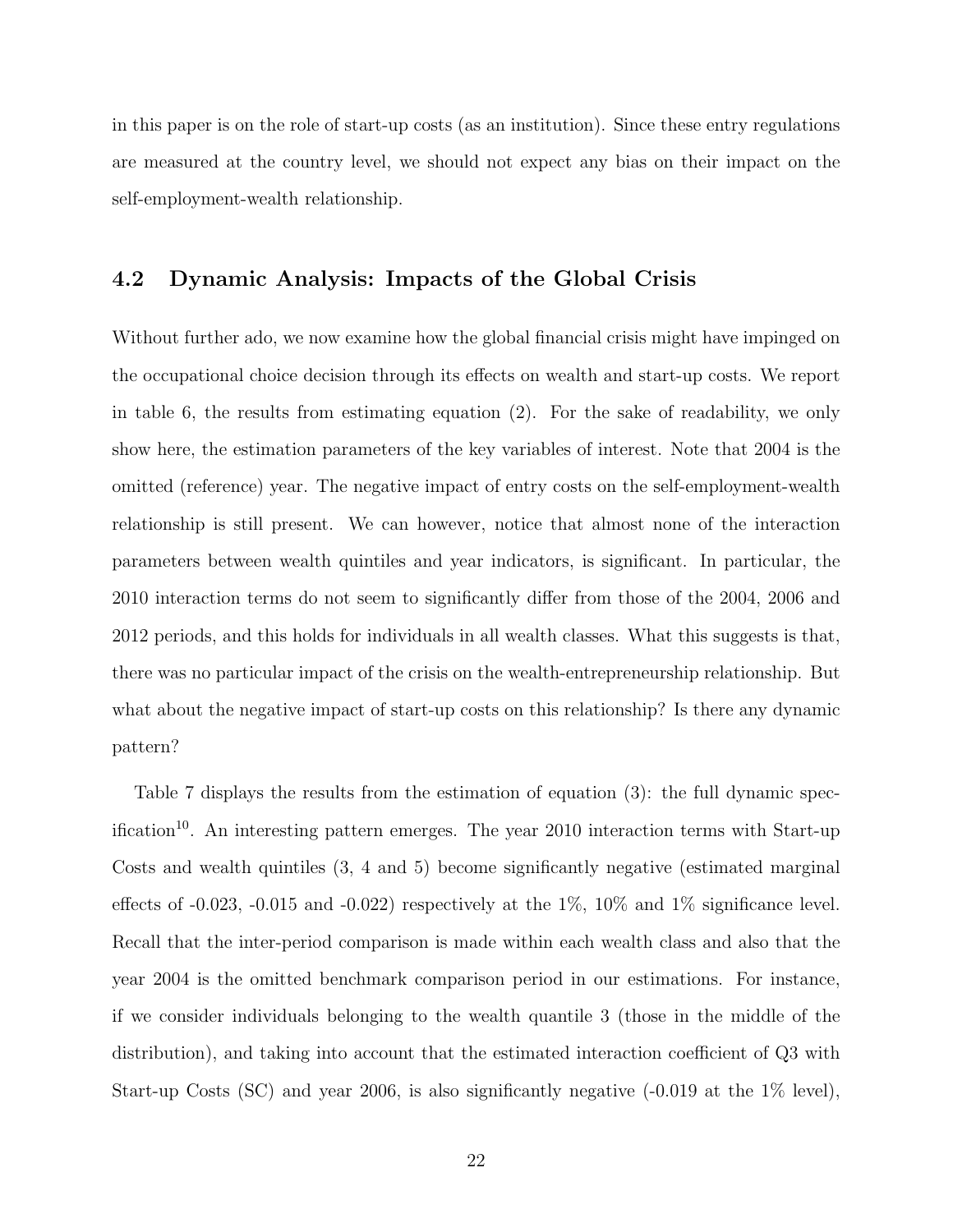in this paper is on the role of start-up costs (as an institution). Since these entry regulations are measured at the country level, we should not expect any bias on their impact on the self-employment-wealth relationship.

## 4.2 Dynamic Analysis: Impacts of the Global Crisis

Without further ado, we now examine how the global financial crisis might have impinged on the occupational choice decision through its effects on wealth and start-up costs. We report in table 6, the results from estimating equation (2). For the sake of readability, we only show here, the estimation parameters of the key variables of interest. Note that 2004 is the omitted (reference) year. The negative impact of entry costs on the self-employment-wealth relationship is still present. We can however, notice that almost none of the interaction parameters between wealth quintiles and year indicators, is significant. In particular, the 2010 interaction terms do not seem to significantly differ from those of the 2004, 2006 and 2012 periods, and this holds for individuals in all wealth classes. What this suggests is that, there was no particular impact of the crisis on the wealth-entrepreneurship relationship. But what about the negative impact of start-up costs on this relationship? Is there any dynamic pattern?

Table 7 displays the results from the estimation of equation (3): the full dynamic specification[10]. An interesting pattern emerges. The year 2010 interaction terms with Start-up Costs and wealth quintiles (3, 4 and 5) become significantly negative (estimated marginal effects of -0.023, -0.015 and -0.022) respectively at the 1%, 10% and 1% significance level. Recall that the inter-period comparison is made within each wealth class and also that the year 2004 is the omitted benchmark comparison period in our estimations. For instance, if we consider individuals belonging to the wealth quantile 3 (those in the middle of the distribution), and taking into account that the estimated interaction coefficient of Q3 with Start-up Costs (SC) and year 2006, is also significantly negative (-0.019 at the 1% level),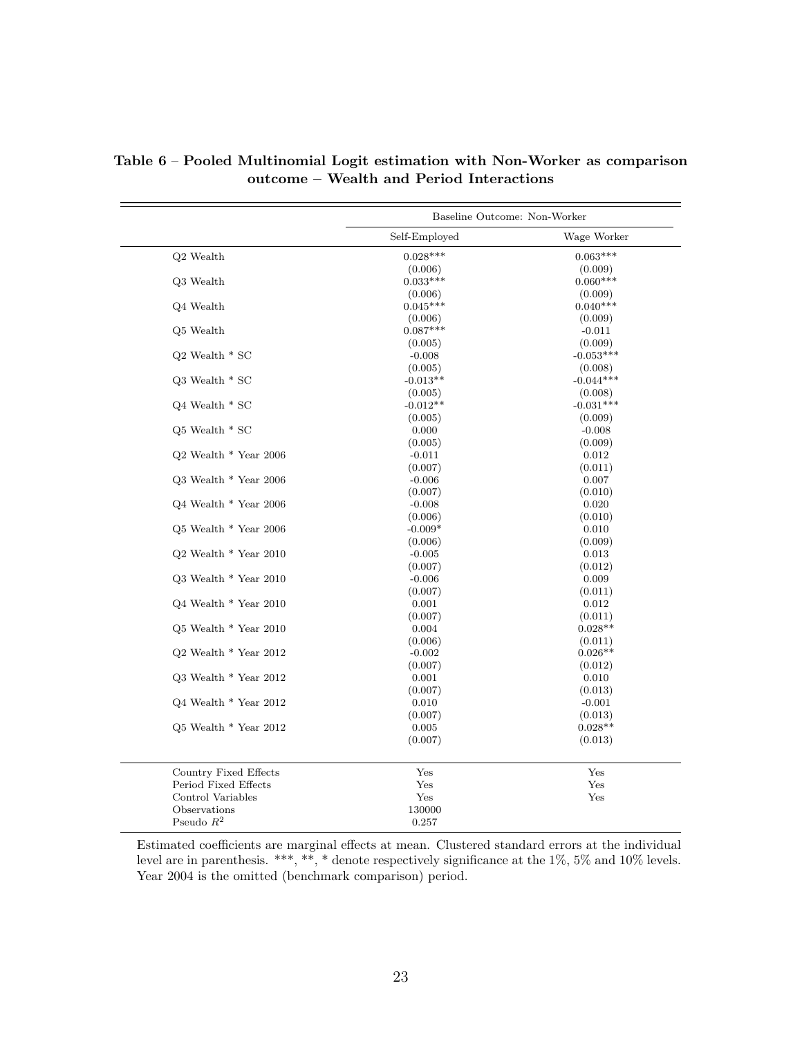**Table 6 – Pooled Multinomial Logit estimation with Non-Worker as comparison outcome – Wealth and Period Interactions**

| | Baseline Outcome: Non-Worker | |
|---|---|---|
| | Self-Employed | Wage Worker |
| Q2 Wealth | 0.028*** | 0.063*** |
| | (0.006) | (0.009) |
| Q3 Wealth | 0.033*** | 0.060*** |
| | (0.006) | (0.009) |
| Q4 Wealth | 0.045*** | 0.040*** |
| | (0.006) | (0.009) |
| Q5 Wealth | 0.087*** | -0.011 |
| | (0.005) | (0.009) |
| Q2 Wealth * SC | -0.008 | -0.053*** |
| | (0.005) | (0.008) |
| Q3 Wealth * SC | -0.013** | -0.044*** |
| | (0.005) | (0.008) |
| Q4 Wealth * SC | -0.012** | -0.031*** |
| | (0.005) | (0.009) |
| Q5 Wealth * SC | 0.000 | -0.008 |
| | (0.005) | (0.009) |
| Q2 Wealth * Year 2006 | -0.011 | 0.012 |
| | (0.007) | (0.011) |
| Q3 Wealth * Year 2006 | -0.006 | 0.007 |
| | (0.007) | (0.010) |
| Q4 Wealth * Year 2006 | -0.008 | 0.020 |
| | (0.006) | (0.010) |
| Q5 Wealth * Year 2006 | -0.009* | 0.010 |
| | (0.006) | (0.009) |
| Q2 Wealth * Year 2010 | -0.005 | 0.013 |
| | (0.007) | (0.012) |
| Q3 Wealth * Year 2010 | -0.006 | 0.009 |
| | (0.007) | (0.011) |
| Q4 Wealth * Year 2010 | 0.001 | 0.012 |
| | (0.007) | (0.011) |
| Q5 Wealth * Year 2010 | 0.004 | 0.028** |
| | (0.006) | (0.011) |
| Q2 Wealth * Year 2012 | -0.002 | 0.026** |
| | (0.007) | (0.012) |
| Q3 Wealth * Year 2012 | 0.001 | 0.010 |
| | (0.007) | (0.013) |
| Q4 Wealth * Year 2012 | 0.010 | -0.001 |
| | (0.007) | (0.013) |
| Q5 Wealth * Year 2012 | 0.005 | 0.028** |
| | (0.007) | (0.013) |
| Country Fixed Effects | Yes | Yes |
| Period Fixed Effects | Yes | Yes |
| Control Variables | Yes | Yes |
| Observations | 130000 | |
| Pseudo $R^2$ | 0.257 | |

Estimated coefficients are marginal effects at mean. Clustered standard errors at the individual level are in parenthesis. ***, **, * denote respectively significance at the 1%, 5% and 10% levels. Year 2004 is the omitted (benchmark comparison) period.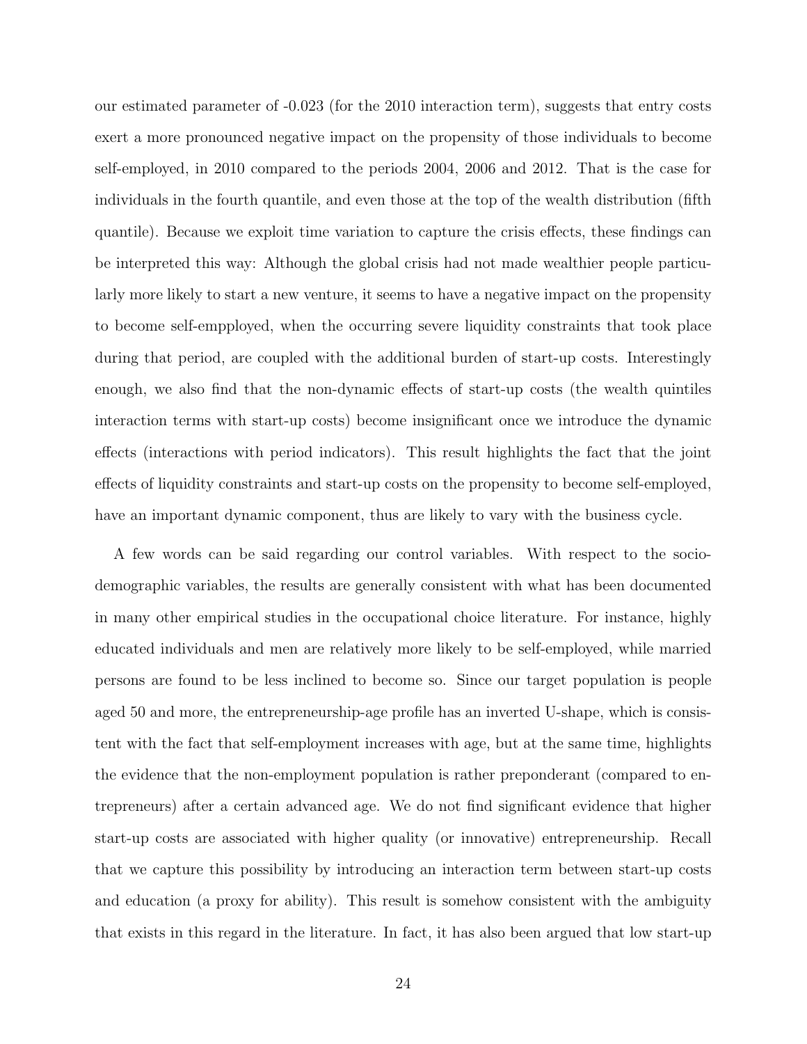our estimated parameter of -0.023 (for the 2010 interaction term), suggests that entry costs exert a more pronounced negative impact on the propensity of those individuals to become self-employed, in 2010 compared to the periods 2004, 2006 and 2012. That is the case for individuals in the fourth quantile, and even those at the top of the wealth distribution (fifth quantile). Because we exploit time variation to capture the crisis effects, these findings can be interpreted this way: Although the global crisis had not made wealthier people particularly more likely to start a new venture, it seems to have a negative impact on the propensity to become self-empployed, when the occurring severe liquidity constraints that took place during that period, are coupled with the additional burden of start-up costs. Interestingly enough, we also find that the non-dynamic effects of start-up costs (the wealth quintiles interaction terms with start-up costs) become insignificant once we introduce the dynamic effects (interactions with period indicators). This result highlights the fact that the joint effects of liquidity constraints and start-up costs on the propensity to become self-employed, have an important dynamic component, thus are likely to vary with the business cycle.

A few words can be said regarding our control variables. With respect to the socio-demographic variables, the results are generally consistent with what has been documented in many other empirical studies in the occupational choice literature. For instance, highly educated individuals and men are relatively more likely to be self-employed, while married persons are found to be less inclined to become so. Since our target population is people aged 50 and more, the entrepreneurship-age profile has an inverted U-shape, which is consistent with the fact that self-employment increases with age, but at the same time, highlights the evidence that the non-employment population is rather preponderant (compared to entrepreneurs) after a certain advanced age. We do not find significant evidence that higher start-up costs are associated with higher quality (or innovative) entrepreneurship. Recall that we capture this possibility by introducing an interaction term between start-up costs and education (a proxy for ability). This result is somehow consistent with the ambiguity that exists in this regard in the literature. In fact, it has also been argued that low start-up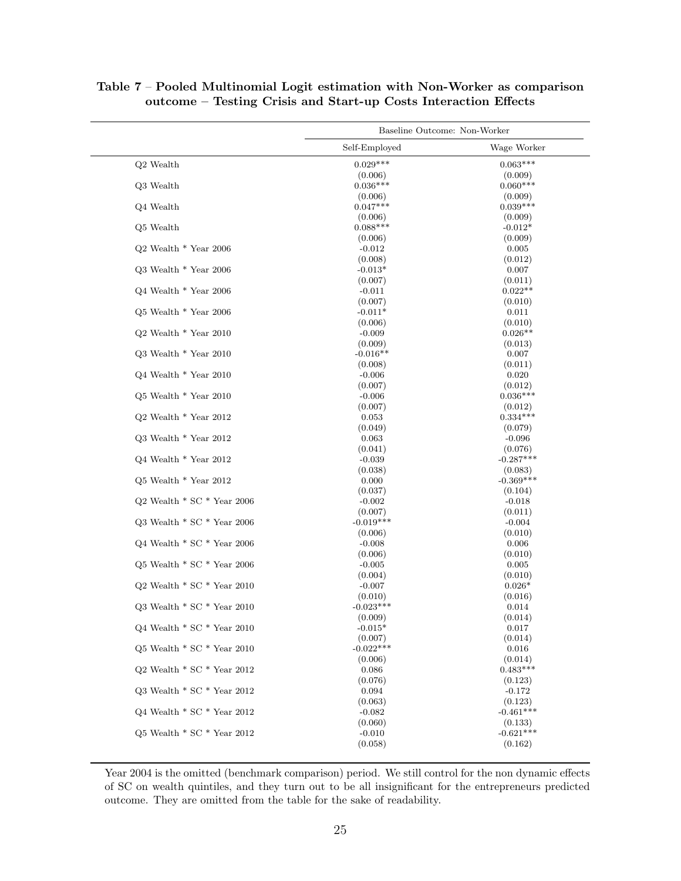**Table 7 – Pooled Multinomial Logit estimation with Non-Worker as comparison outcome – Testing Crisis and Start-up Costs Interaction Effects**

| | Baseline Outcome: Non-Worker | |
|---|---|---|
| | Self-Employed | Wage Worker |
| Q2 Wealth | 0.029*** | 0.063*** |
| | (0.006) | (0.009) |
| Q3 Wealth | 0.036*** | 0.060*** |
| | (0.006) | (0.009) |
| Q4 Wealth | 0.047*** | 0.039*** |
| | (0.006) | (0.009) |
| Q5 Wealth | 0.088*** | -0.012* |
| | (0.006) | (0.009) |
| Q2 Wealth * Year 2006 | -0.012 | 0.005 |
| | (0.008) | (0.012) |
| Q3 Wealth * Year 2006 | -0.013* | 0.007 |
| | (0.007) | (0.011) |
| Q4 Wealth * Year 2006 | -0.011 | 0.022** |
| | (0.007) | (0.010) |
| Q5 Wealth * Year 2006 | -0.011* | 0.011 |
| | (0.006) | (0.010) |
| Q2 Wealth * Year 2010 | -0.009 | 0.026** |
| | (0.009) | (0.013) |
| Q3 Wealth * Year 2010 | -0.016** | 0.007 |
| | (0.008) | (0.011) |
| Q4 Wealth * Year 2010 | -0.006 | 0.020 |
| | (0.007) | (0.012) |
| Q5 Wealth * Year 2010 | -0.006 | 0.036*** |
| | (0.007) | (0.012) |
| Q2 Wealth * Year 2012 | 0.053 | 0.334*** |
| | (0.049) | (0.079) |
| Q3 Wealth * Year 2012 | 0.063 | -0.096 |
| | (0.041) | (0.076) |
| Q4 Wealth * Year 2012 | -0.039 | -0.287*** |
| | (0.038) | (0.083) |
| Q5 Wealth * Year 2012 | 0.000 | -0.369*** |
| | (0.037) | (0.104) |
| Q2 Wealth * SC * Year 2006 | -0.002 | -0.018 |
| | (0.007) | (0.011) |
| Q3 Wealth * SC * Year 2006 | -0.019*** | -0.004 |
| | (0.006) | (0.010) |
| Q4 Wealth * SC * Year 2006 | -0.008 | 0.006 |
| | (0.006) | (0.010) |
| Q5 Wealth * SC * Year 2006 | -0.005 | 0.005 |
| | (0.004) | (0.010) |
| Q2 Wealth * SC * Year 2010 | -0.007 | 0.026* |
| | (0.010) | (0.016) |
| Q3 Wealth * SC * Year 2010 | -0.023*** | 0.014 |
| | (0.009) | (0.014) |
| Q4 Wealth * SC * Year 2010 | -0.015* | 0.017 |
| | (0.007) | (0.014) |
| Q5 Wealth * SC * Year 2010 | -0.022*** | 0.016 |
| | (0.006) | (0.014) |
| Q2 Wealth * SC * Year 2012 | 0.086 | 0.483*** |
| | (0.076) | (0.123) |
| Q3 Wealth * SC * Year 2012 | 0.094 | -0.172 |
| | (0.063) | (0.123) |
| Q4 Wealth * SC * Year 2012 | -0.082 | -0.461*** |
| | (0.060) | (0.133) |
| Q5 Wealth * SC * Year 2012 | -0.010 | -0.621*** |
| | (0.058) | (0.162) |

Year 2004 is the omitted (benchmark comparison) period. We still control for the non dynamic effects of SC on wealth quintiles, and they turn out to be all insignificant for the entrepreneurs predicted outcome. They are omitted from the table for the sake of readability.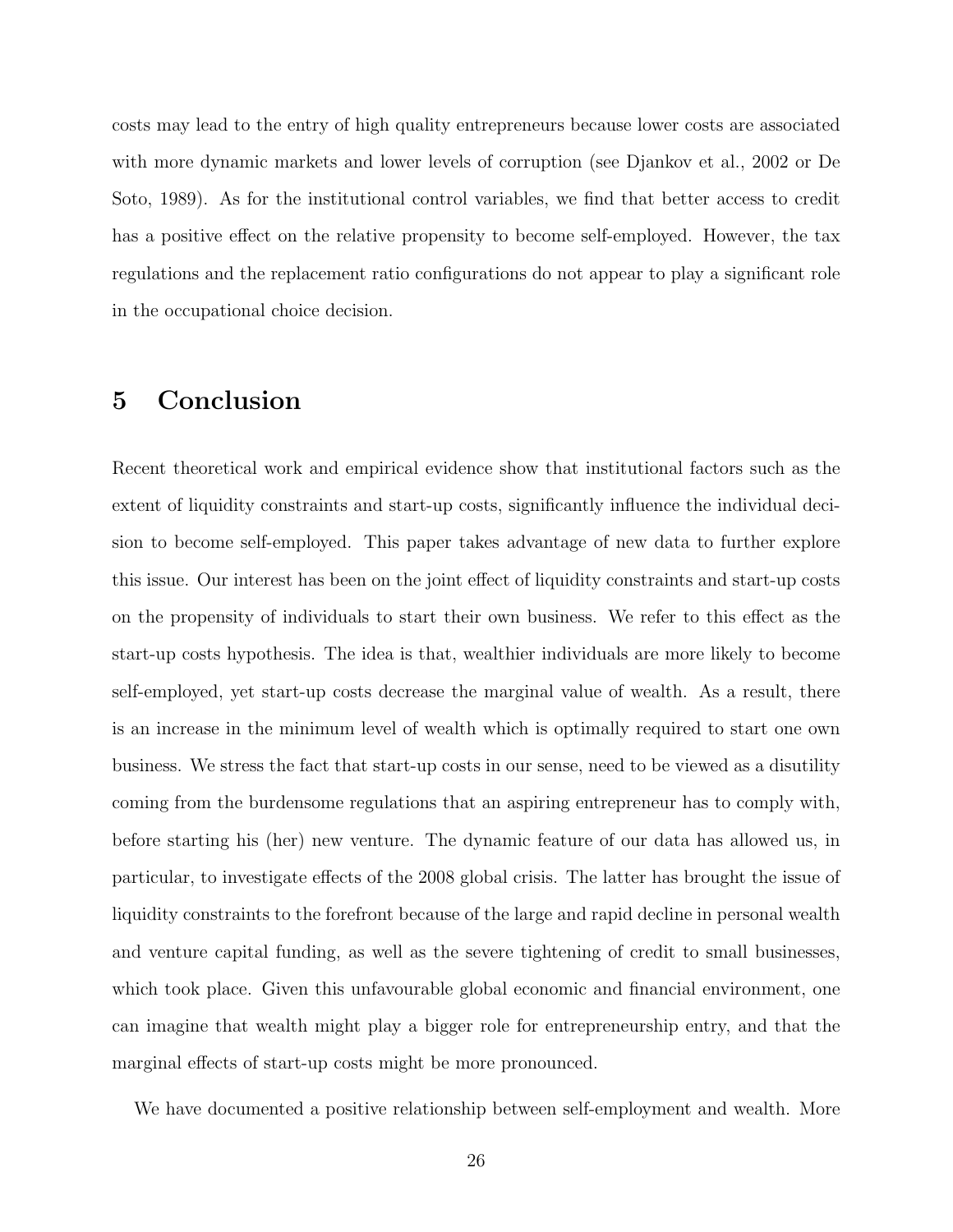costs may lead to the entry of high quality entrepreneurs because lower costs are associated with more dynamic markets and lower levels of corruption (see Djankov et al., 2002 or De Soto, 1989). As for the institutional control variables, we find that better access to credit has a positive effect on the relative propensity to become self-employed. However, the tax regulations and the replacement ratio configurations do not appear to play a significant role in the occupational choice decision.

# 5 Conclusion

Recent theoretical work and empirical evidence show that institutional factors such as the extent of liquidity constraints and start-up costs, significantly influence the individual decision to become self-employed. This paper takes advantage of new data to further explore this issue. Our interest has been on the joint effect of liquidity constraints and start-up costs on the propensity of individuals to start their own business. We refer to this effect as the start-up costs hypothesis. The idea is that, wealthier individuals are more likely to become self-employed, yet start-up costs decrease the marginal value of wealth. As a result, there is an increase in the minimum level of wealth which is optimally required to start one own business. We stress the fact that start-up costs in our sense, need to be viewed as a disutility coming from the burdensome regulations that an aspiring entrepreneur has to comply with, before starting his (her) new venture. The dynamic feature of our data has allowed us, in particular, to investigate effects of the 2008 global crisis. The latter has brought the issue of liquidity constraints to the forefront because of the large and rapid decline in personal wealth and venture capital funding, as well as the severe tightening of credit to small businesses, which took place. Given this unfavourable global economic and financial environment, one can imagine that wealth might play a bigger role for entrepreneurship entry, and that the marginal effects of start-up costs might be more pronounced.

We have documented a positive relationship between self-employment and wealth. More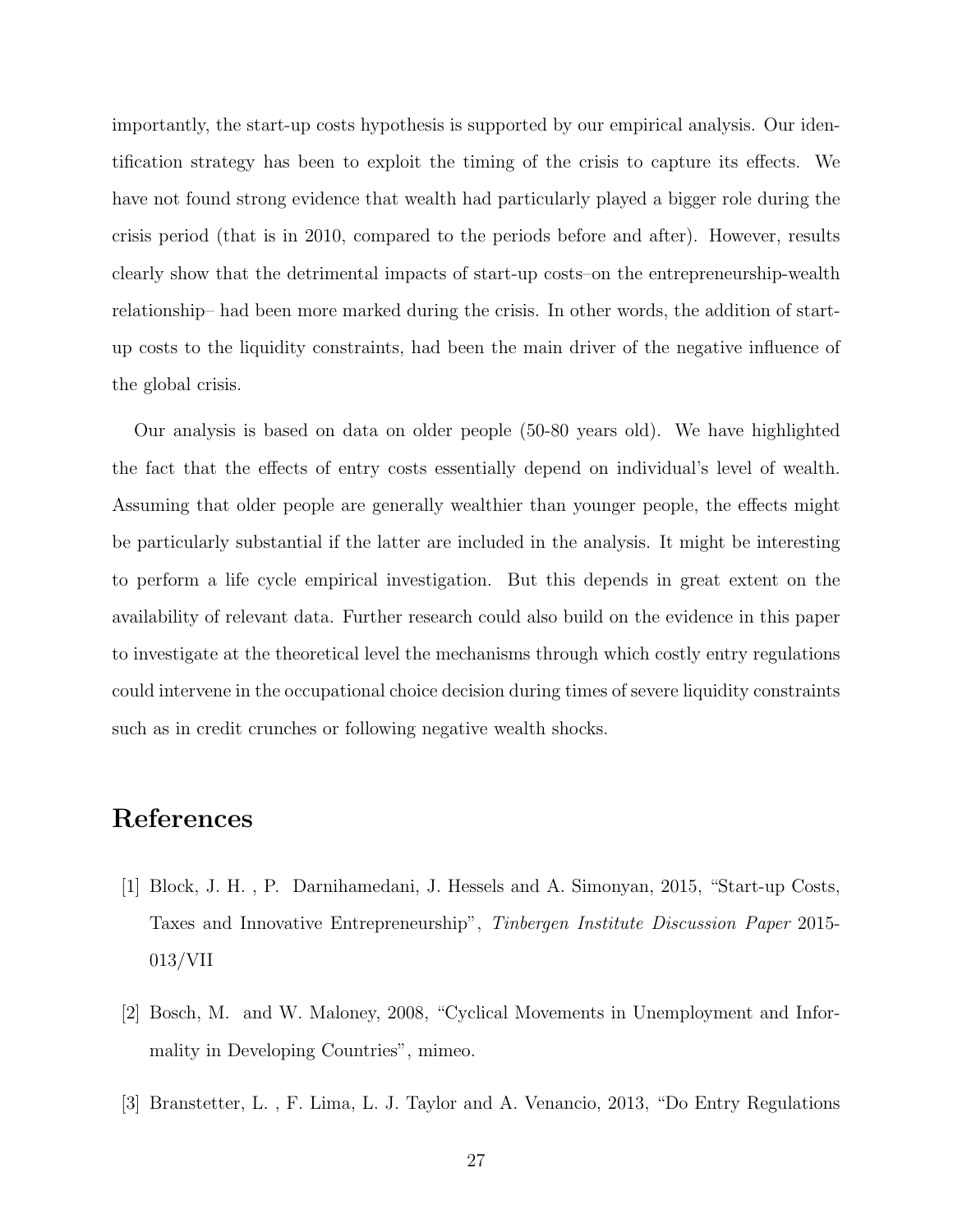importantly, the start-up costs hypothesis is supported by our empirical analysis. Our identification strategy has been to exploit the timing of the crisis to capture its effects. We have not found strong evidence that wealth had particularly played a bigger role during the crisis period (that is in 2010, compared to the periods before and after). However, results clearly show that the detrimental impacts of start-up costs–on the entrepreneurship-wealth relationship– had been more marked during the crisis. In other words, the addition of start-up costs to the liquidity constraints, had been the main driver of the negative influence of the global crisis.

Our analysis is based on data on older people (50-80 years old). We have highlighted the fact that the effects of entry costs essentially depend on individual's level of wealth. Assuming that older people are generally wealthier than younger people, the effects might be particularly substantial if the latter are included in the analysis. It might be interesting to perform a life cycle empirical investigation. But this depends in great extent on the availability of relevant data. Further research could also build on the evidence in this paper to investigate at the theoretical level the mechanisms through which costly entry regulations could intervene in the occupational choice decision during times of severe liquidity constraints such as in credit crunches or following negative wealth shocks.

# References

[1] Block, J. H. , P. Darnihamedani, J. Hessels and A. Simonyan, 2015, "Start-up Costs, Taxes and Innovative Entrepreneurship", *Tinbergen Institute Discussion Paper* 2015-013/VII

[2] Bosch, M. and W. Maloney, 2008, "Cyclical Movements in Unemployment and Informality in Developing Countries", mimeo.

[3] Branstetter, L. , F. Lima, L. J. Taylor and A. Venancio, 2013, "Do Entry Regulations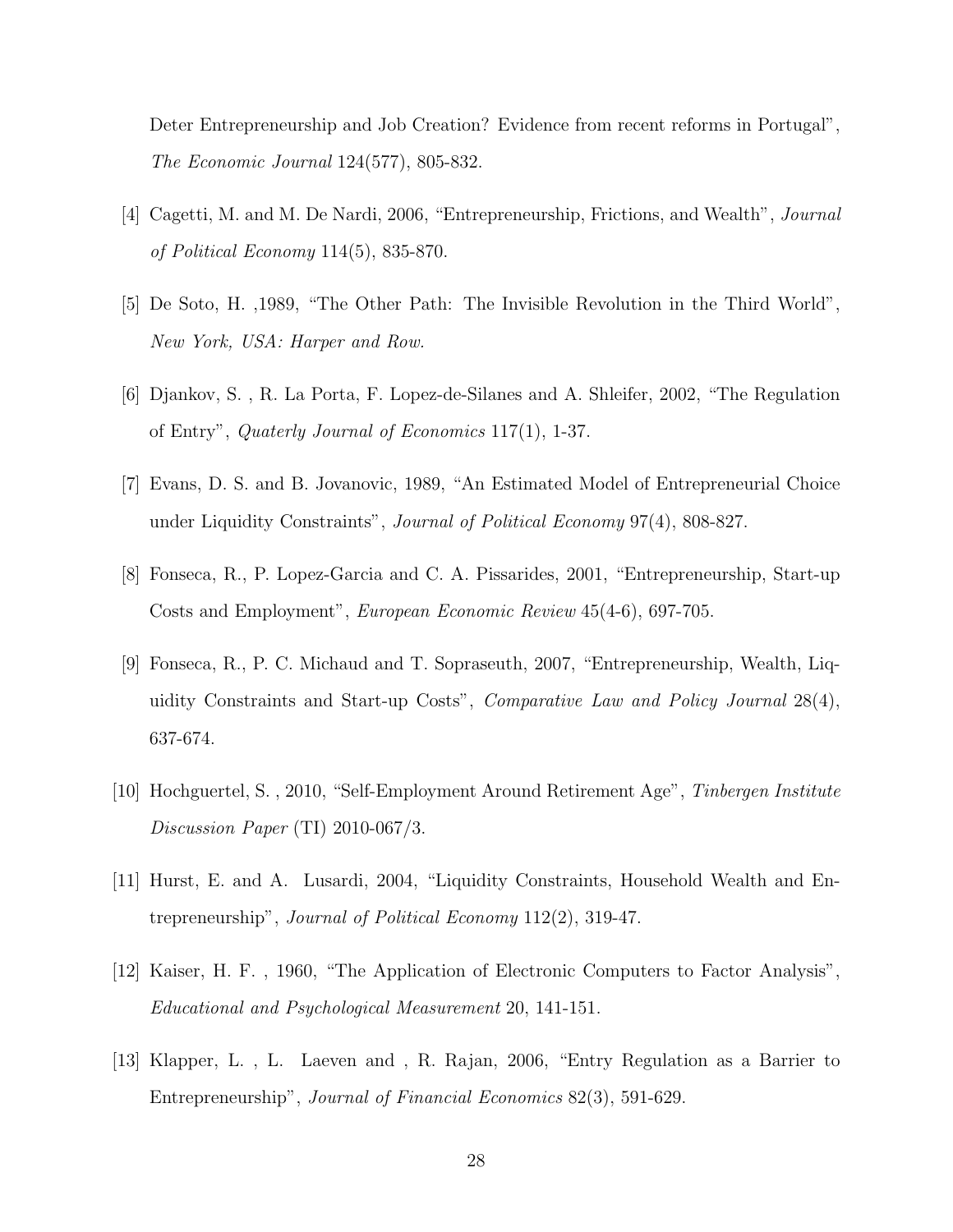Deter Entrepreneurship and Job Creation? Evidence from recent reforms in Portugal", *The Economic Journal* 124(577), 805-832.

[4] Cagetti, M. and M. De Nardi, 2006, "Entrepreneurship, Frictions, and Wealth", *Journal of Political Economy* 114(5), 835-870.

[5] De Soto, H. ,1989, "The Other Path: The Invisible Revolution in the Third World", *New York, USA: Harper and Row*.

[6] Djankov, S. , R. La Porta, F. Lopez-de-Silanes and A. Shleifer, 2002, "The Regulation of Entry", *Quaterly Journal of Economics* 117(1), 1-37.

[7] Evans, D. S. and B. Jovanovic, 1989, "An Estimated Model of Entrepreneurial Choice under Liquidity Constraints", *Journal of Political Economy* 97(4), 808-827.

[8] Fonseca, R., P. Lopez-Garcia and C. A. Pissarides, 2001, "Entrepreneurship, Start-up Costs and Employment", *European Economic Review* 45(4-6), 697-705.

[9] Fonseca, R., P. C. Michaud and T. Sopraseuth, 2007, "Entrepreneurship, Wealth, Liquidity Constraints and Start-up Costs", *Comparative Law and Policy Journal* 28(4), 637-674.

[10] Hochguertel, S. , 2010, "Self-Employment Around Retirement Age", *Tinbergen Institute Discussion Paper* (TI) 2010-067/3.

[11] Hurst, E. and A. Lusardi, 2004, "Liquidity Constraints, Household Wealth and Entrepreneurship", *Journal of Political Economy* 112(2), 319-47.

[12] Kaiser, H. F. , 1960, "The Application of Electronic Computers to Factor Analysis", *Educational and Psychological Measurement* 20, 141-151.

[13] Klapper, L. , L. Laeven and , R. Rajan, 2006, "Entry Regulation as a Barrier to Entrepreneurship", *Journal of Financial Economics* 82(3), 591-629.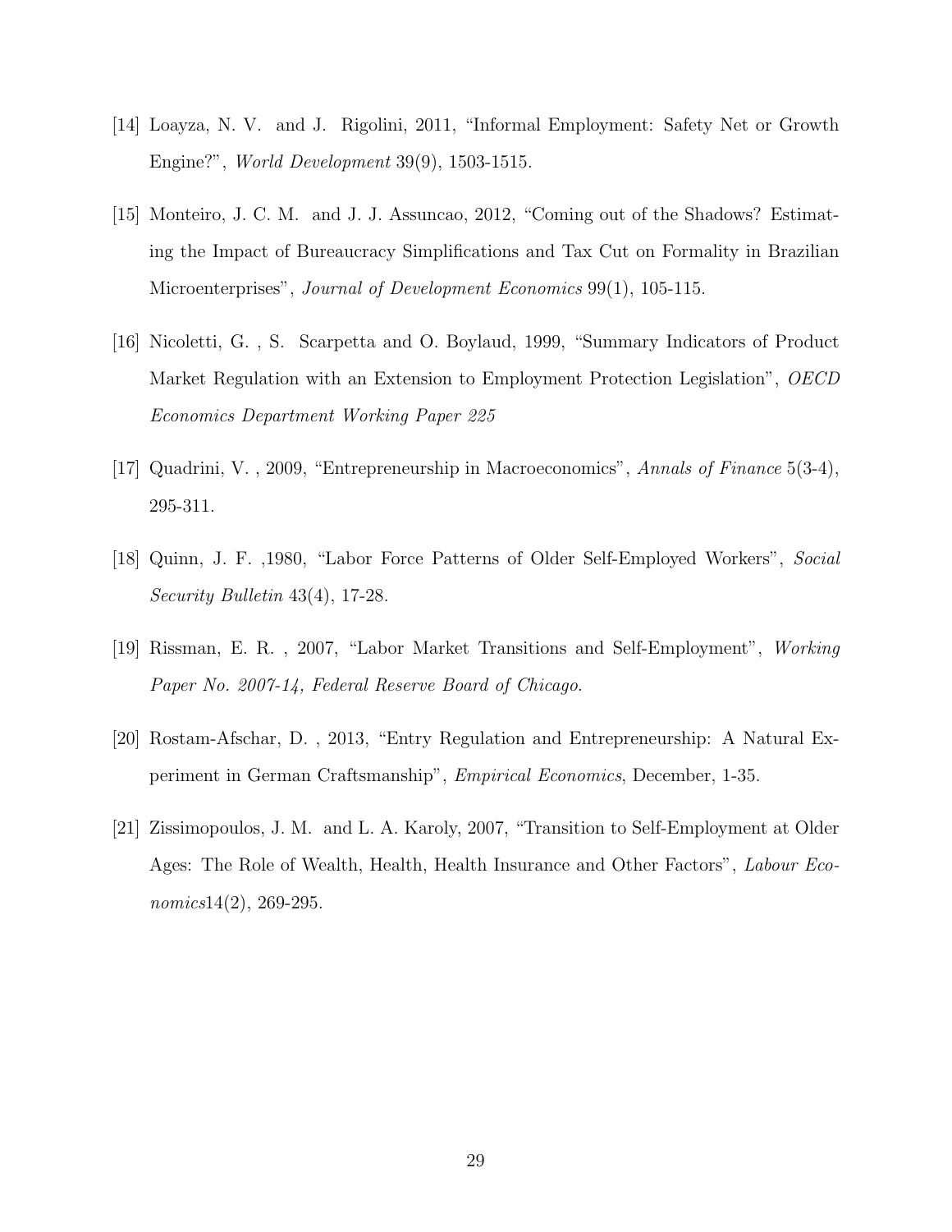[14] Loayza, N. V. and J. Rigolini, 2011, "Informal Employment: Safety Net or Growth Engine?", *World Development* 39(9), 1503-1515.

[15] Monteiro, J. C. M. and J. J. Assuncao, 2012, "Coming out of the Shadows? Estimating the Impact of Bureaucracy Simplifications and Tax Cut on Formality in Brazilian Microenterprises", *Journal of Development Economics* 99(1), 105-115.

[16] Nicoletti, G. , S. Scarpetta and O. Boylaud, 1999, "Summary Indicators of Product Market Regulation with an Extension to Employment Protection Legislation", *OECD Economics Department Working Paper 225*

[17] Quadrini, V. , 2009, "Entrepreneurship in Macroeconomics", *Annals of Finance* 5(3-4), 295-311.

[18] Quinn, J. F. ,1980, "Labor Force Patterns of Older Self-Employed Workers", *Social Security Bulletin* 43(4), 17-28.

[19] Rissman, E. R. , 2007, "Labor Market Transitions and Self-Employment", *Working Paper No. 2007-14, Federal Reserve Board of Chicago*.

[20] Rostam-Afschar, D. , 2013, "Entry Regulation and Entrepreneurship: A Natural Experiment in German Craftsmanship", *Empirical Economics*, December, 1-35.

[21] Zissimopoulos, J. M. and L. A. Karoly, 2007, "Transition to Self-Employment at Older Ages: The Role of Wealth, Health, Health Insurance and Other Factors", *Labour Economics*14(2), 269-295.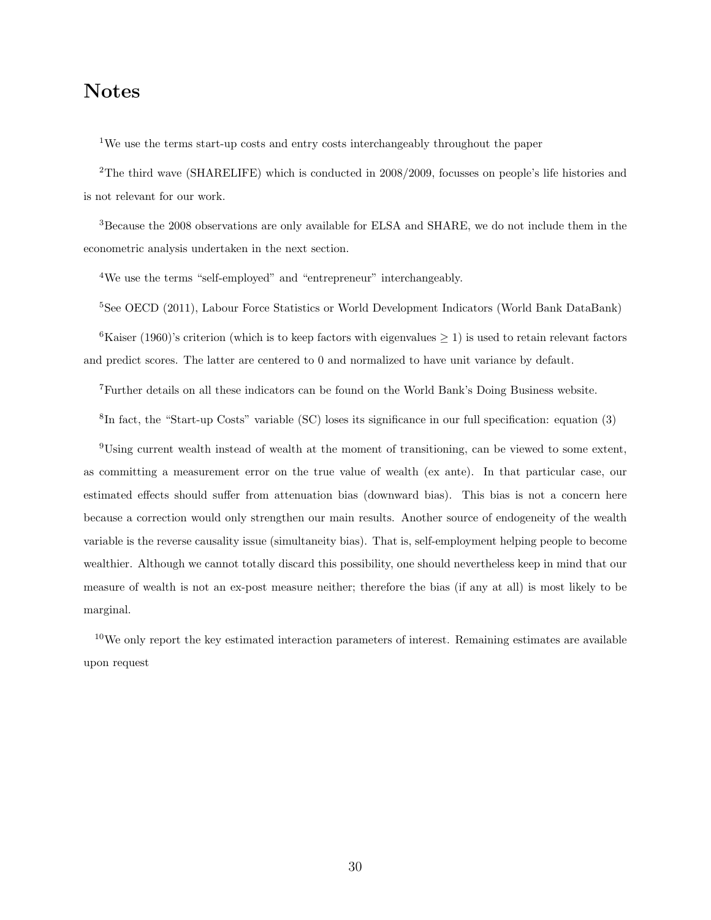# Notes

[1]We use the terms start-up costs and entry costs interchangeably throughout the paper

[2]The third wave (SHARELIFE) which is conducted in 2008/2009, focusses on people's life histories and is not relevant for our work.

[3]Because the 2008 observations are only available for ELSA and SHARE, we do not include them in the econometric analysis undertaken in the next section.

[4]We use the terms "self-employed" and "entrepreneur" interchangeably.

[5]See OECD (2011), Labour Force Statistics or World Development Indicators (World Bank DataBank)

[6]Kaiser (1960)'s criterion (which is to keep factors with eigenvalues $\geq 1$) is used to retain relevant factors and predict scores. The latter are centered to 0 and normalized to have unit variance by default.

[7]Further details on all these indicators can be found on the World Bank's Doing Business website.

[8]In fact, the "Start-up Costs" variable (SC) loses its significance in our full specification: equation (3)

[9]Using current wealth instead of wealth at the moment of transitioning, can be viewed to some extent, as committing a measurement error on the true value of wealth (ex ante). In that particular case, our estimated effects should suffer from attenuation bias (downward bias). This bias is not a concern here because a correction would only strengthen our main results. Another source of endogeneity of the wealth variable is the reverse causality issue (simultaneity bias). That is, self-employment helping people to become wealthier. Although we cannot totally discard this possibility, one should nevertheless keep in mind that our measure of wealth is not an ex-post measure neither; therefore the bias (if any at all) is most likely to be marginal.

[10]We only report the key estimated interaction parameters of interest. Remaining estimates are available upon request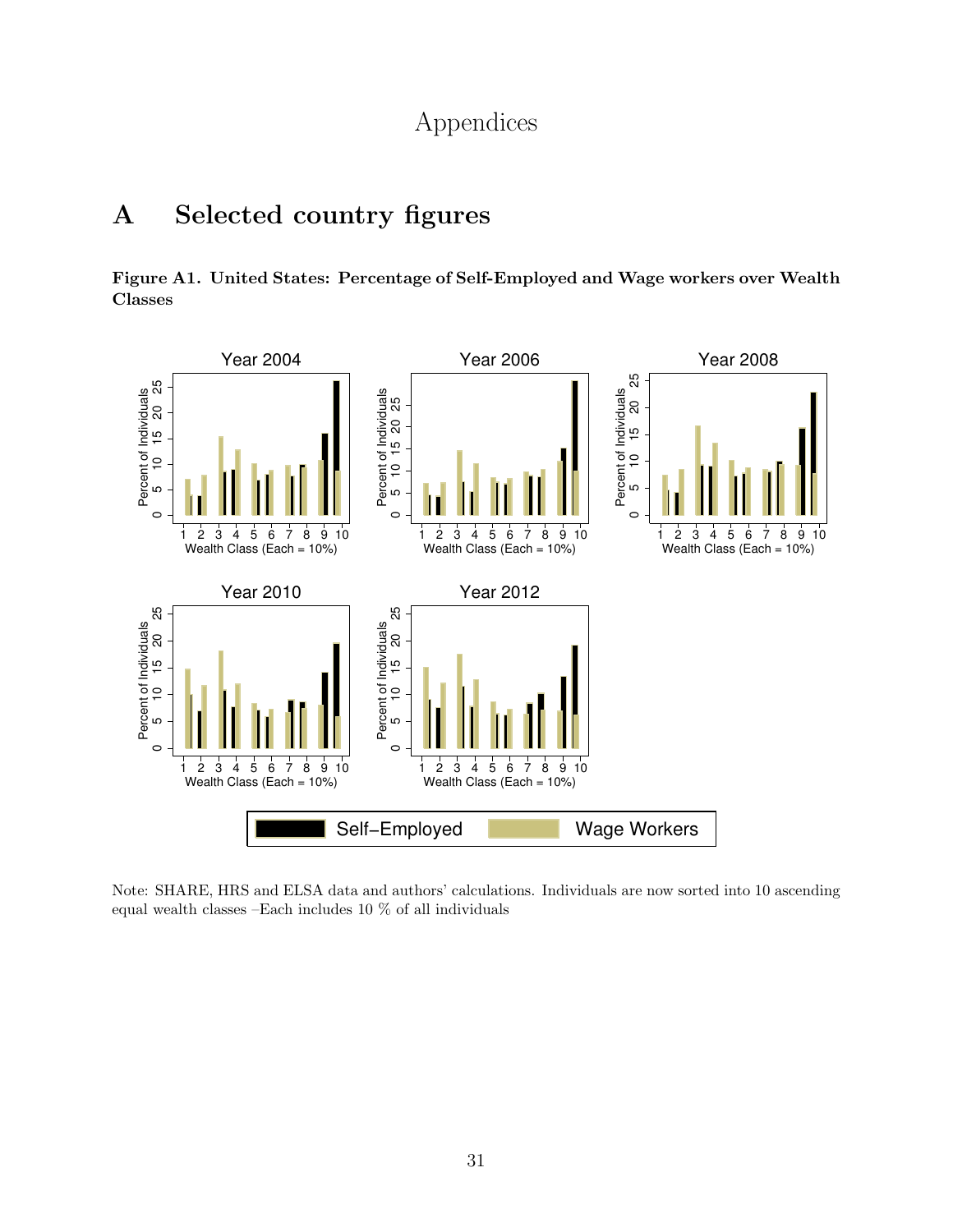# Appendices

## A Selected country figures

**Figure A1. United States: Percentage of Self-Employed and Wage workers over Wealth Classes**

Note: SHARE, HRS and ELSA data and authors' calculations. Individuals are now sorted into 10 ascending equal wealth classes –Each includes 10 % of all individuals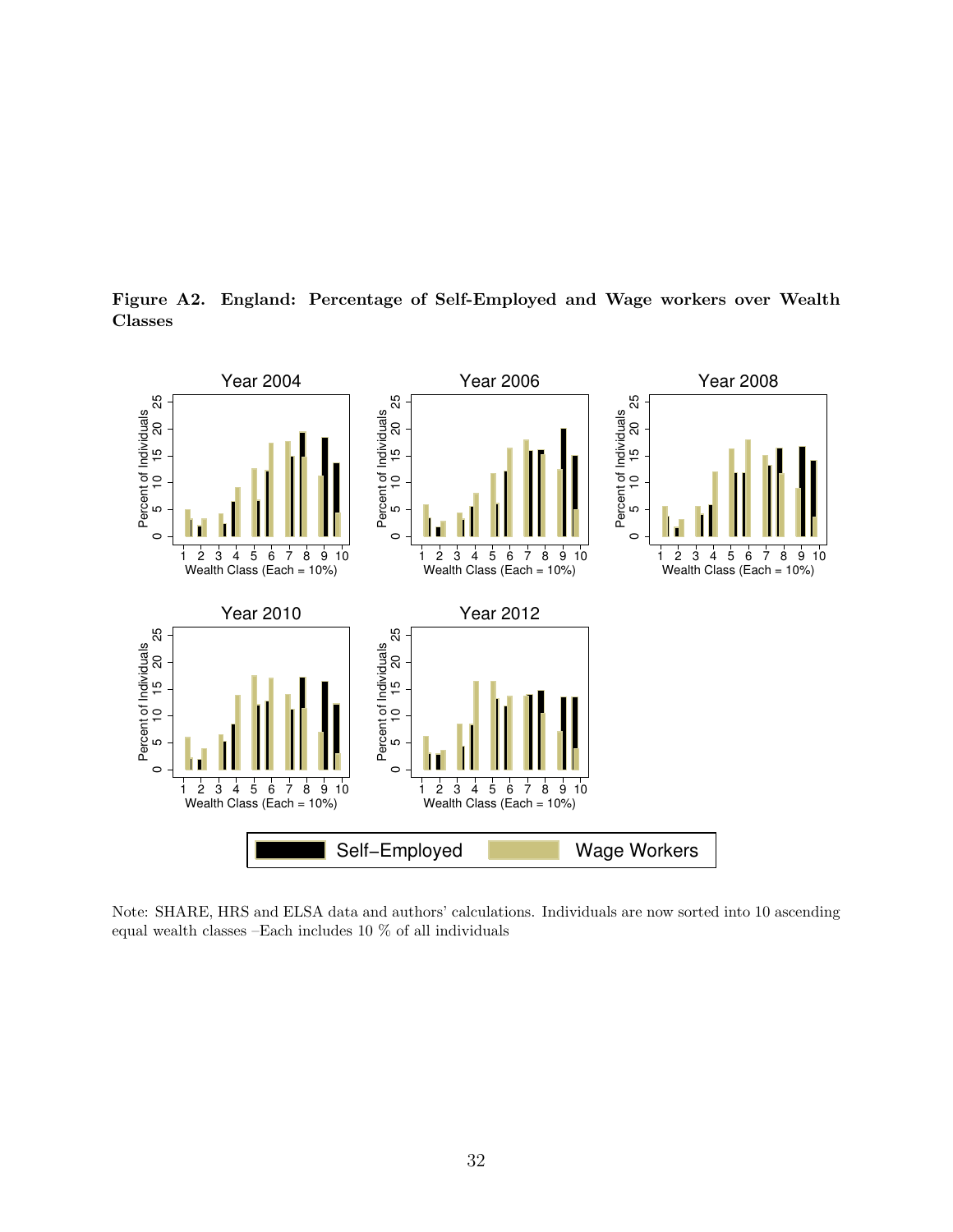**Figure A2. England: Percentage of Self-Employed and Wage workers over Wealth Classes**

Note: SHARE, HRS and ELSA data and authors' calculations. Individuals are now sorted into 10 ascending equal wealth classes –Each includes 10 % of all individuals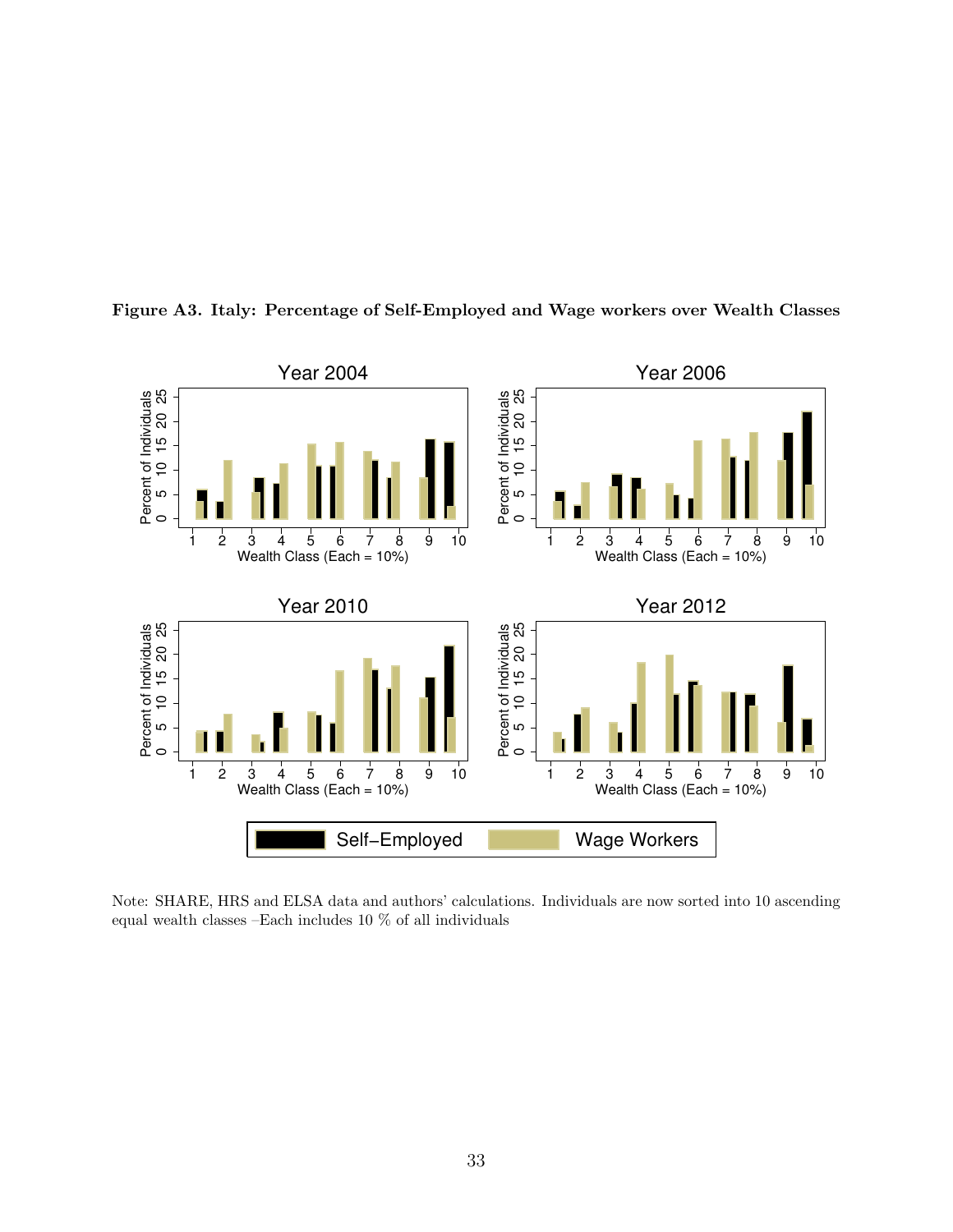**Figure A3. Italy: Percentage of Self-Employed and Wage workers over Wealth Classes**

Note: SHARE, HRS and ELSA data and authors' calculations. Individuals are now sorted into 10 ascending equal wealth classes –Each includes 10 % of all individuals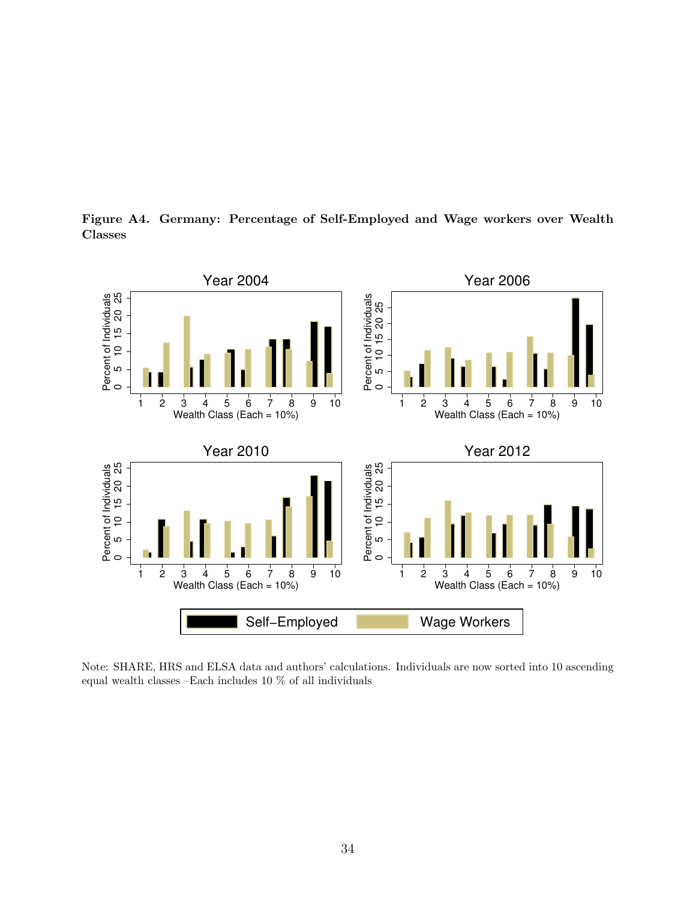**Figure A4. Germany: Percentage of Self-Employed and Wage workers over Wealth Classes**

Note: SHARE, HRS and ELSA data and authors' calculations. Individuals are now sorted into 10 ascending equal wealth classes –Each includes 10 % of all individuals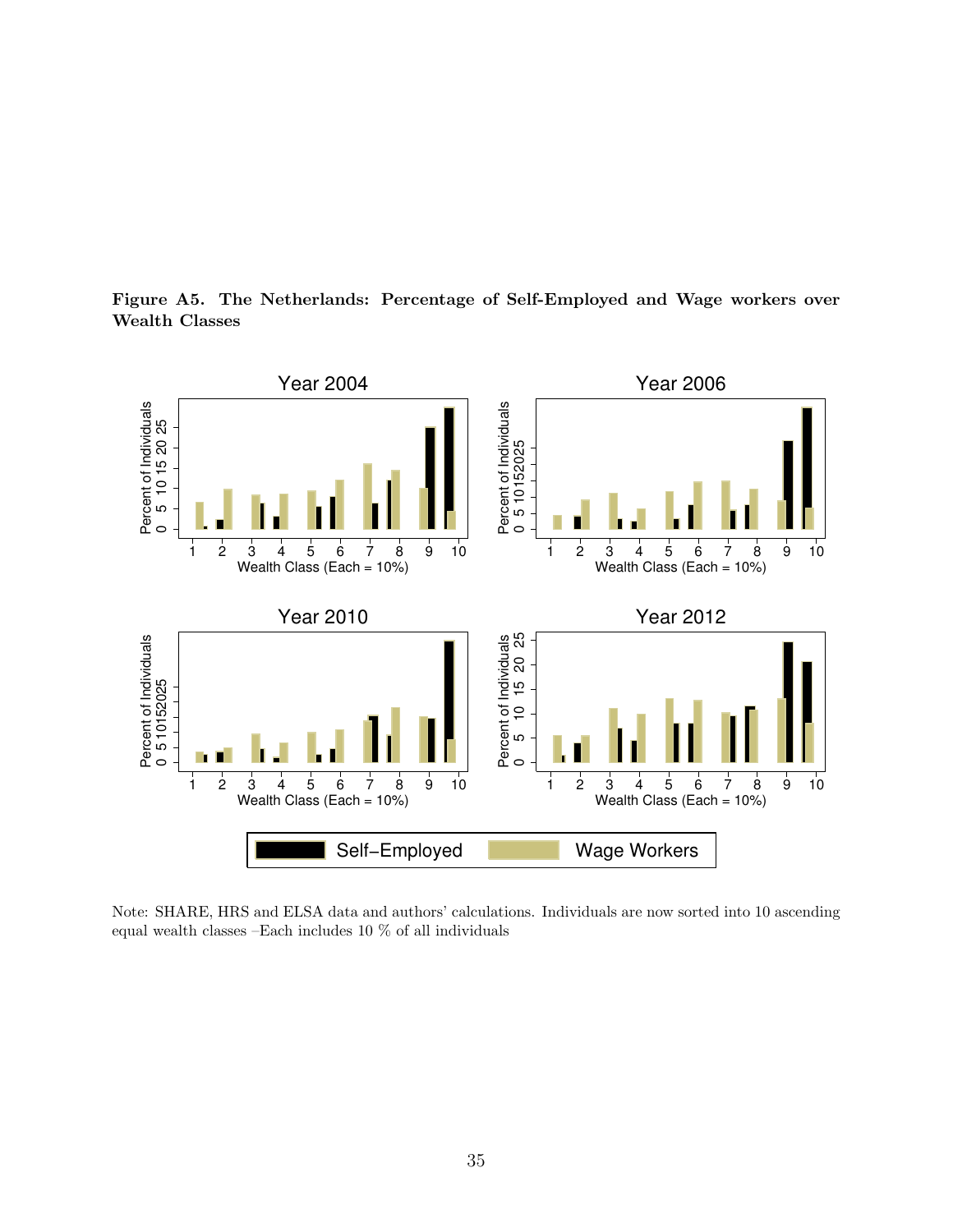**Figure A5. The Netherlands: Percentage of Self-Employed and Wage workers over Wealth Classes**

Note: SHARE, HRS and ELSA data and authors' calculations. Individuals are now sorted into 10 ascending equal wealth classes –Each includes 10 % of all individuals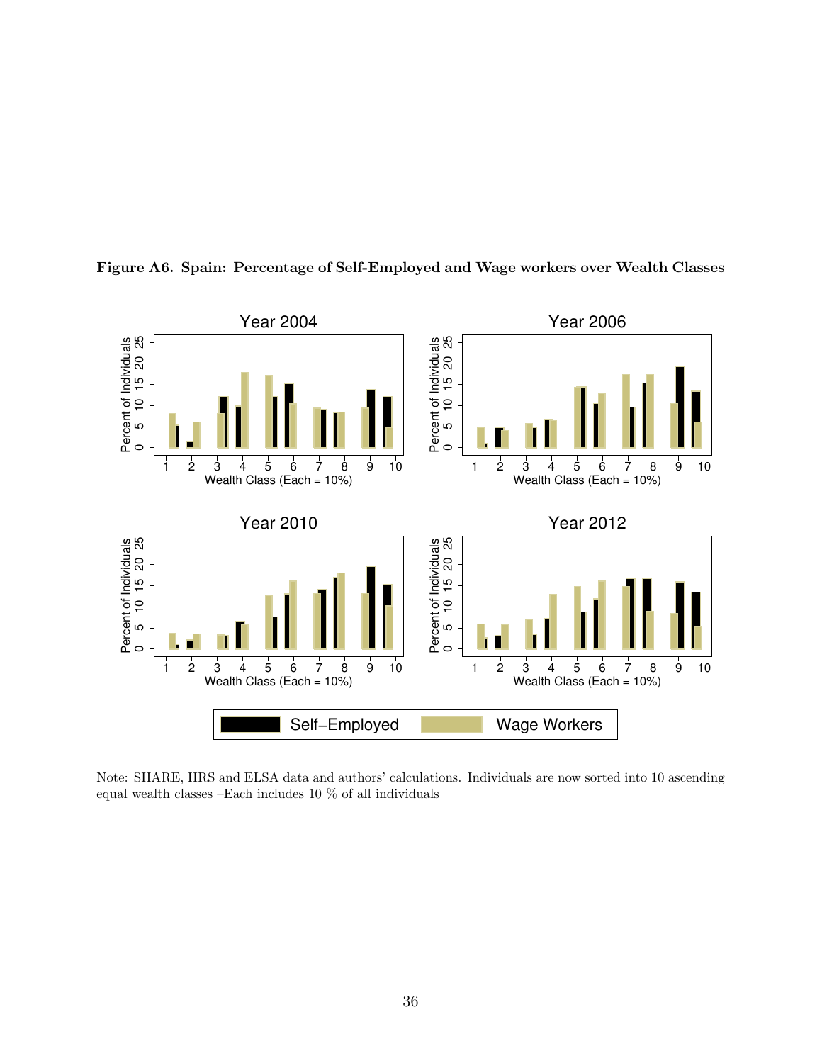**Figure A6. Spain: Percentage of Self-Employed and Wage workers over Wealth Classes**

Note: SHARE, HRS and ELSA data and authors' calculations. Individuals are now sorted into 10 ascending equal wealth classes –Each includes 10 % of all individuals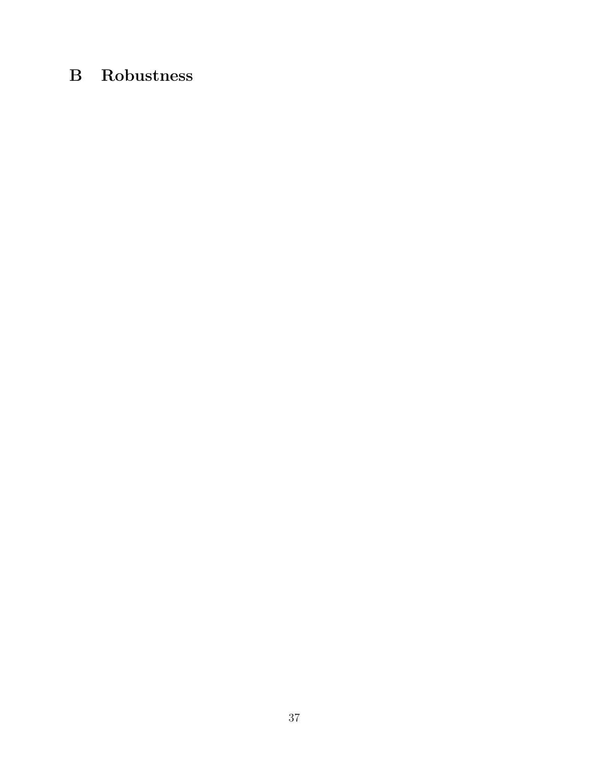# B Robustness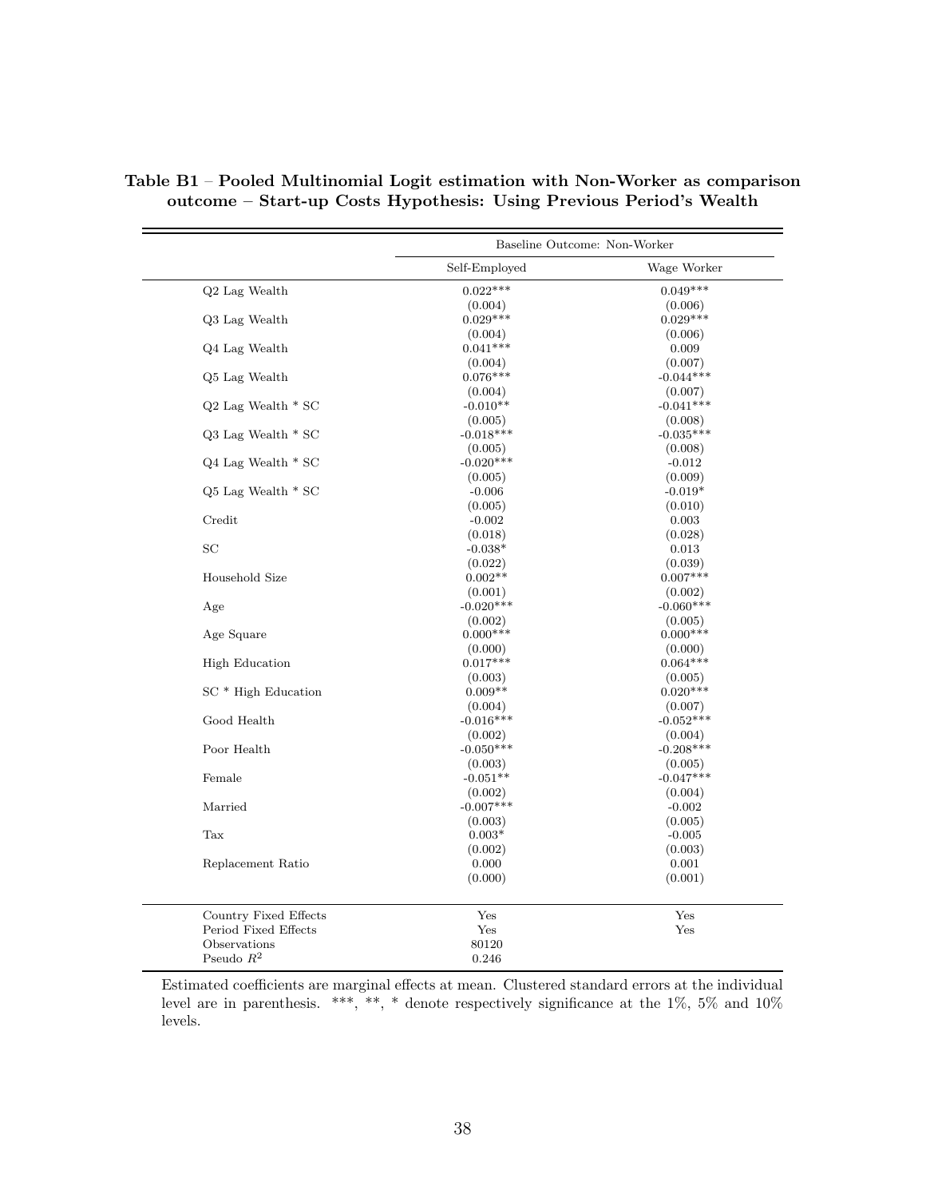**Table B1** – **Pooled Multinomial Logit estimation with Non-Worker as comparison outcome – Start-up Costs Hypothesis: Using Previous Period's Wealth**

| | Baseline Outcome: Non-Worker | |
|---|---|---|
| | Self-Employed | Wage Worker |
| Q2 Lag Wealth | 0.022*** | 0.049*** |
| | (0.004) | (0.006) |
| Q3 Lag Wealth | 0.029*** | 0.029*** |
| | (0.004) | (0.006) |
| Q4 Lag Wealth | 0.041*** | 0.009 |
| | (0.004) | (0.007) |
| Q5 Lag Wealth | 0.076*** | -0.044*** |
| | (0.004) | (0.007) |
| Q2 Lag Wealth * SC | -0.010** | -0.041*** |
| | (0.005) | (0.008) |
| Q3 Lag Wealth * SC | -0.018*** | -0.035*** |
| | (0.005) | (0.008) |
| Q4 Lag Wealth * SC | -0.020*** | -0.012 |
| | (0.005) | (0.009) |
| Q5 Lag Wealth * SC | -0.006 | -0.019* |
| | (0.005) | (0.010) |
| Credit | -0.002 | 0.003 |
| | (0.018) | (0.028) |
| SC | -0.038* | 0.013 |
| | (0.022) | (0.039) |
| Household Size | 0.002** | 0.007*** |
| | (0.001) | (0.002) |
| Age | -0.020*** | -0.060*** |
| | (0.002) | (0.005) |
| Age Square | 0.000*** | 0.000*** |
| | (0.000) | (0.000) |
| High Education | 0.017*** | 0.064*** |
| | (0.003) | (0.005) |
| SC * High Education | 0.009** | 0.020*** |
| | (0.004) | (0.007) |
| Good Health | -0.016*** | -0.052*** |
| | (0.002) | (0.004) |
| Poor Health | -0.050*** | -0.208*** |
| | (0.003) | (0.005) |
| Female | -0.051** | -0.047*** |
| | (0.002) | (0.004) |
| Married | -0.007*** | -0.002 |
| | (0.003) | (0.005) |
| Tax | 0.003* | -0.005 |
| | (0.002) | (0.003) |
| Replacement Ratio | 0.000 | 0.001 |
| | (0.000) | (0.001) |
| Country Fixed Effects | Yes | Yes |
| Period Fixed Effects | Yes | Yes |
| Observations | 80120 | |
| Pseudo $R^2$ | 0.246 | |

Estimated coefficients are marginal effects at mean. Clustered standard errors at the individual level are in parenthesis. ***, **, * denote respectively significance at the 1%, 5% and 10% levels.